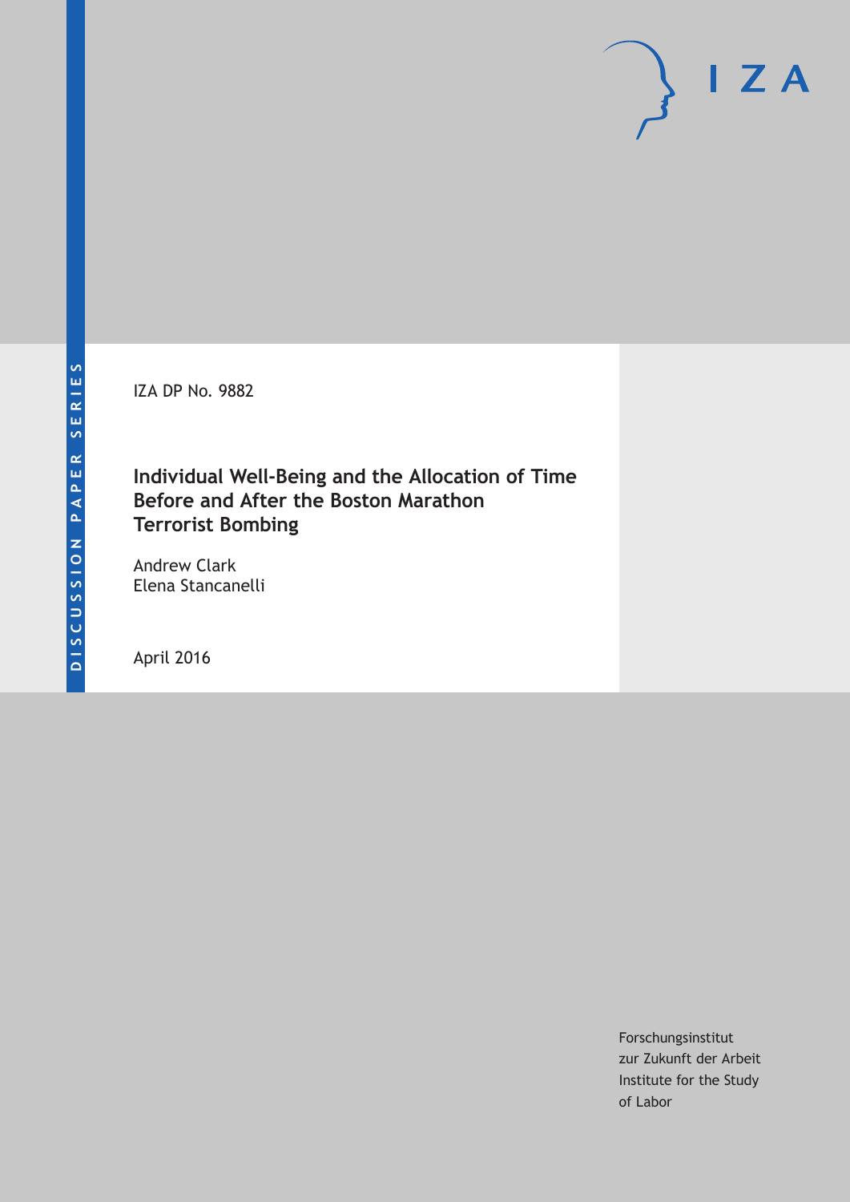DISCUSSION PAPER SERIES

IZA

IZA DP No. 9882

# Individual Well-Being and the Allocation of Time Before and After the Boston Marathon Terrorist Bombing

Andrew Clark
Elena Stancanelli

April 2016

Forschungsinstitut
zur Zukunft der Arbeit
Institute for the Study
of Labor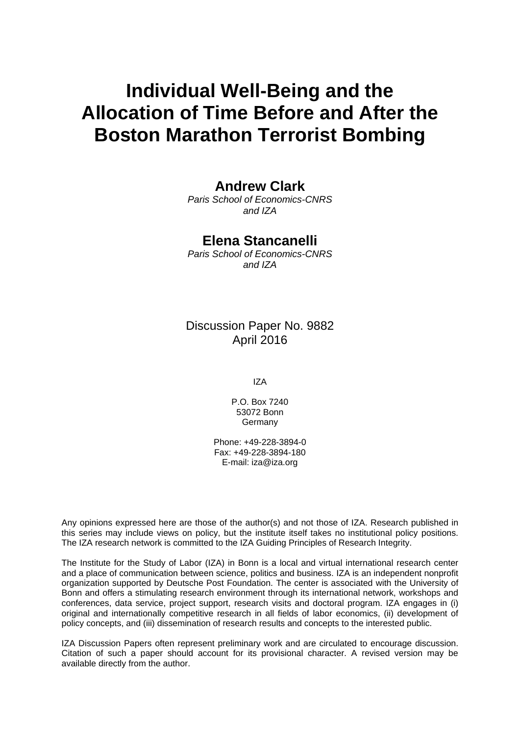# Individual Well-Being and the Allocation of Time Before and After the Boston Marathon Terrorist Bombing

**Andrew Clark**
*Paris School of Economics-CNRS and IZA*

**Elena Stancanelli**
*Paris School of Economics-CNRS and IZA*

Discussion Paper No. 9882
April 2016

IZA

P.O. Box 7240
53072 Bonn
Germany

Phone: +49-228-3894-0
Fax: +49-228-3894-180
E-mail: iza@iza.org

Any opinions expressed here are those of the author(s) and not those of IZA. Research published in this series may include views on policy, but the institute itself takes no institutional policy positions. The IZA research network is committed to the IZA Guiding Principles of Research Integrity.

The Institute for the Study of Labor (IZA) in Bonn is a local and virtual international research center and a place of communication between science, politics and business. IZA is an independent nonprofit organization supported by Deutsche Post Foundation. The center is associated with the University of Bonn and offers a stimulating research environment through its international network, workshops and conferences, data service, project support, research visits and doctoral program. IZA engages in (i) original and internationally competitive research in all fields of labor economics, (ii) development of policy concepts, and (iii) dissemination of research results and concepts to the interested public.

IZA Discussion Papers often represent preliminary work and are circulated to encourage discussion. Citation of such a paper should account for its provisional character. A revised version may be available directly from the author.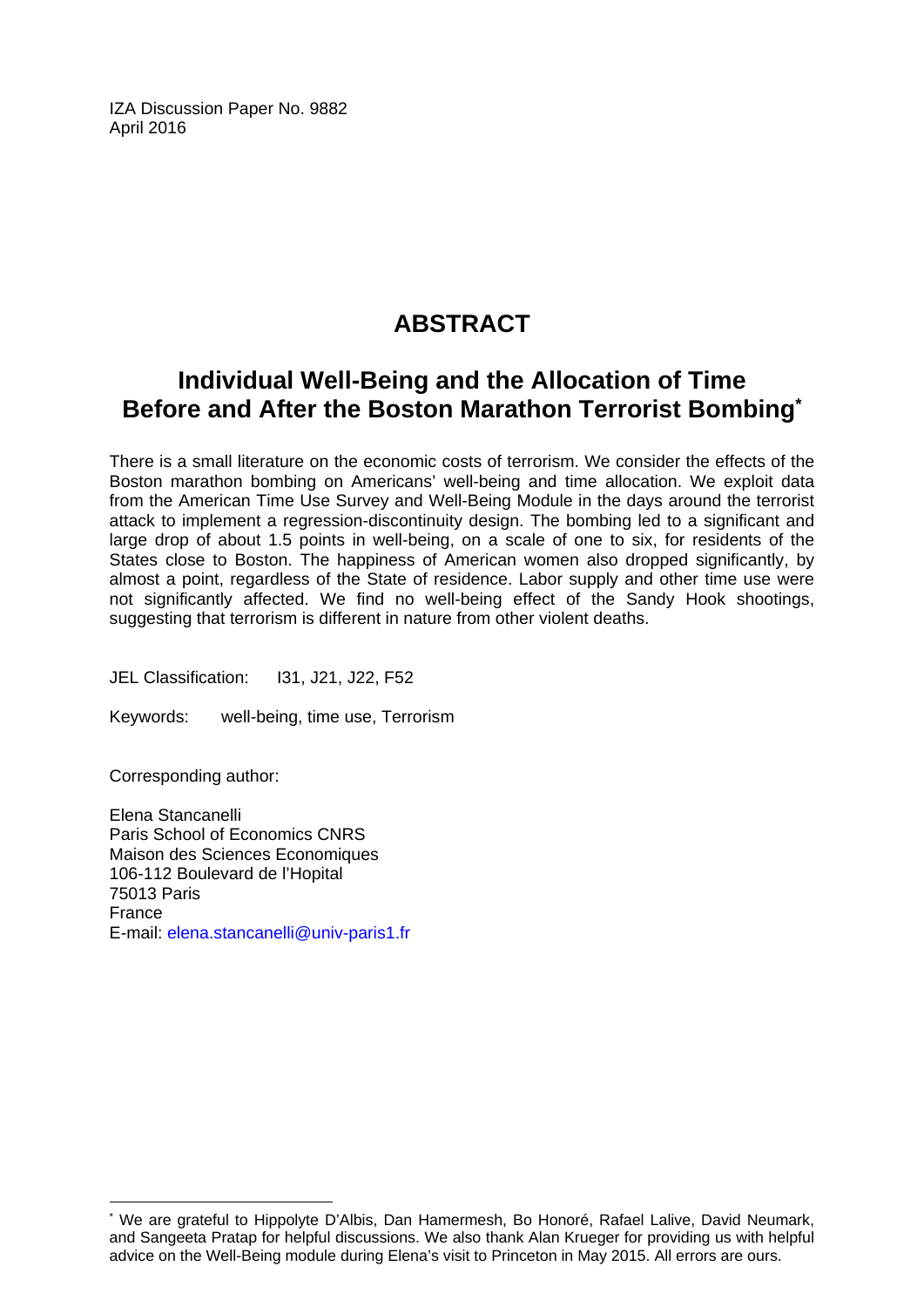IZA Discussion Paper No. 9882
April 2016

# ABSTRACT

## Individual Well-Being and the Allocation of Time Before and After the Boston Marathon Terrorist Bombing[*]

There is a small literature on the economic costs of terrorism. We consider the effects of the Boston marathon bombing on Americans' well-being and time allocation. We exploit data from the American Time Use Survey and Well-Being Module in the days around the terrorist attack to implement a regression-discontinuity design. The bombing led to a significant and large drop of about 1.5 points in well-being, on a scale of one to six, for residents of the States close to Boston. The happiness of American women also dropped significantly, by almost a point, regardless of the State of residence. Labor supply and other time use were not significantly affected. We find no well-being effect of the Sandy Hook shootings, suggesting that terrorism is different in nature from other violent deaths.

JEL Classification: I31, J21, J22, F52

Keywords: well-being, time use, Terrorism

Corresponding author:

Elena Stancanelli
Paris School of Economics CNRS
Maison des Sciences Economiques
106-112 Boulevard de l'Hopital
75013 Paris
France
E-mail: elena.stancanelli@univ-paris1.fr

[*] We are grateful to Hippolyte D'Albis, Dan Hamermesh, Bo Honoré, Rafael Lalive, David Neumark, and Sangeeta Pratap for helpful discussions. We also thank Alan Krueger for providing us with helpful advice on the Well-Being module during Elena's visit to Princeton in May 2015. All errors are ours.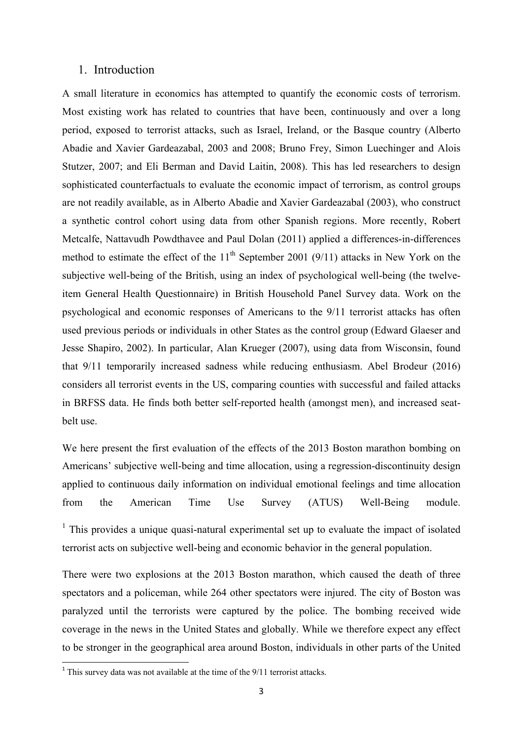## 1. Introduction

A small literature in economics has attempted to quantify the economic costs of terrorism. Most existing work has related to countries that have been, continuously and over a long period, exposed to terrorist attacks, such as Israel, Ireland, or the Basque country (Alberto Abadie and Xavier Gardeazabal, 2003 and 2008; Bruno Frey, Simon Luechinger and Alois Stutzer, 2007; and Eli Berman and David Laitin, 2008). This has led researchers to design sophisticated counterfactuals to evaluate the economic impact of terrorism, as control groups are not readily available, as in Alberto Abadie and Xavier Gardeazabal (2003), who construct a synthetic control cohort using data from other Spanish regions. More recently, Robert Metcalfe, Nattavudh Powdthavee and Paul Dolan (2011) applied a differences-in-differences method to estimate the effect of the 11th September 2001 (9/11) attacks in New York on the subjective well-being of the British, using an index of psychological well-being (the twelve-item General Health Questionnaire) in British Household Panel Survey data. Work on the psychological and economic responses of Americans to the 9/11 terrorist attacks has often used previous periods or individuals in other States as the control group (Edward Glaeser and Jesse Shapiro, 2002). In particular, Alan Krueger (2007), using data from Wisconsin, found that 9/11 temporarily increased sadness while reducing enthusiasm. Abel Brodeur (2016) considers all terrorist events in the US, comparing counties with successful and failed attacks in BRFSS data. He finds both better self-reported health (amongst men), and increased seat-belt use.

We here present the first evaluation of the effects of the 2013 Boston marathon bombing on Americans' subjective well-being and time allocation, using a regression-discontinuity design applied to continuous daily information on individual emotional feelings and time allocation from the American Time Use Survey (ATUS) Well-Being module.[1] This provides a unique quasi-natural experimental set up to evaluate the impact of isolated terrorist acts on subjective well-being and economic behavior in the general population.

There were two explosions at the 2013 Boston marathon, which caused the death of three spectators and a policeman, while 264 other spectators were injured. The city of Boston was paralyzed until the terrorists were captured by the police. The bombing received wide coverage in the news in the United States and globally. While we therefore expect any effect to be stronger in the geographical area around Boston, individuals in other parts of the United

[1] This survey data was not available at the time of the 9/11 terrorist attacks.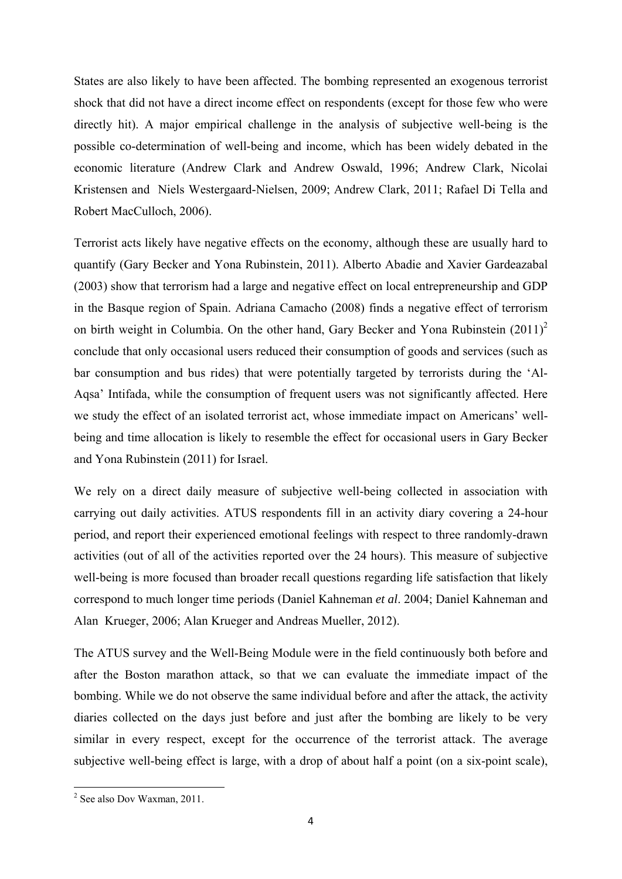States are also likely to have been affected. The bombing represented an exogenous terrorist shock that did not have a direct income effect on respondents (except for those few who were directly hit). A major empirical challenge in the analysis of subjective well-being is the possible co-determination of well-being and income, which has been widely debated in the economic literature (Andrew Clark and Andrew Oswald, 1996; Andrew Clark, Nicolai Kristensen and Niels Westergaard-Nielsen, 2009; Andrew Clark, 2011; Rafael Di Tella and Robert MacCulloch, 2006).

Terrorist acts likely have negative effects on the economy, although these are usually hard to quantify (Gary Becker and Yona Rubinstein, 2011). Alberto Abadie and Xavier Gardeazabal (2003) show that terrorism had a large and negative effect on local entrepreneurship and GDP in the Basque region of Spain. Adriana Camacho (2008) finds a negative effect of terrorism on birth weight in Columbia. On the other hand, Gary Becker and Yona Rubinstein (2011)[2] conclude that only occasional users reduced their consumption of goods and services (such as bar consumption and bus rides) that were potentially targeted by terrorists during the 'Al-Aqsa' Intifada, while the consumption of frequent users was not significantly affected. Here we study the effect of an isolated terrorist act, whose immediate impact on Americans' well-being and time allocation is likely to resemble the effect for occasional users in Gary Becker and Yona Rubinstein (2011) for Israel.

We rely on a direct daily measure of subjective well-being collected in association with carrying out daily activities. ATUS respondents fill in an activity diary covering a 24-hour period, and report their experienced emotional feelings with respect to three randomly-drawn activities (out of all of the activities reported over the 24 hours). This measure of subjective well-being is more focused than broader recall questions regarding life satisfaction that likely correspond to much longer time periods (Daniel Kahneman *et al*. 2004; Daniel Kahneman and Alan Krueger, 2006; Alan Krueger and Andreas Mueller, 2012).

The ATUS survey and the Well-Being Module were in the field continuously both before and after the Boston marathon attack, so that we can evaluate the immediate impact of the bombing. While we do not observe the same individual before and after the attack, the activity diaries collected on the days just before and just after the bombing are likely to be very similar in every respect, except for the occurrence of the terrorist attack. The average subjective well-being effect is large, with a drop of about half a point (on a six-point scale),

[2] See also Dov Waxman, 2011.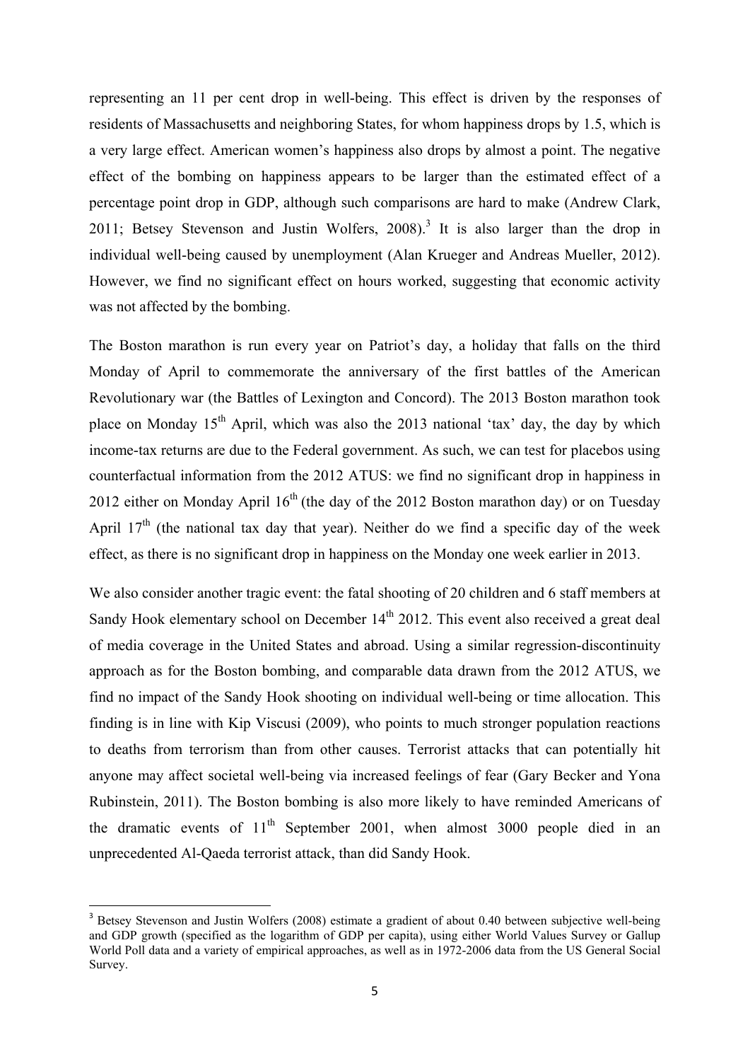representing an 11 per cent drop in well-being. This effect is driven by the responses of residents of Massachusetts and neighboring States, for whom happiness drops by 1.5, which is a very large effect. American women's happiness also drops by almost a point. The negative effect of the bombing on happiness appears to be larger than the estimated effect of a percentage point drop in GDP, although such comparisons are hard to make (Andrew Clark, 2011; Betsey Stevenson and Justin Wolfers, 2008).[3] It is also larger than the drop in individual well-being caused by unemployment (Alan Krueger and Andreas Mueller, 2012). However, we find no significant effect on hours worked, suggesting that economic activity was not affected by the bombing.

The Boston marathon is run every year on Patriot's day, a holiday that falls on the third Monday of April to commemorate the anniversary of the first battles of the American Revolutionary war (the Battles of Lexington and Concord). The 2013 Boston marathon took place on Monday 15th April, which was also the 2013 national 'tax' day, the day by which income-tax returns are due to the Federal government. As such, we can test for placebos using counterfactual information from the 2012 ATUS: we find no significant drop in happiness in 2012 either on Monday April 16th (the day of the 2012 Boston marathon day) or on Tuesday April 17th (the national tax day that year). Neither do we find a specific day of the week effect, as there is no significant drop in happiness on the Monday one week earlier in 2013.

We also consider another tragic event: the fatal shooting of 20 children and 6 staff members at Sandy Hook elementary school on December 14th 2012. This event also received a great deal of media coverage in the United States and abroad. Using a similar regression-discontinuity approach as for the Boston bombing, and comparable data drawn from the 2012 ATUS, we find no impact of the Sandy Hook shooting on individual well-being or time allocation. This finding is in line with Kip Viscusi (2009), who points to much stronger population reactions to deaths from terrorism than from other causes. Terrorist attacks that can potentially hit anyone may affect societal well-being via increased feelings of fear (Gary Becker and Yona Rubinstein, 2011). The Boston bombing is also more likely to have reminded Americans of the dramatic events of 11th September 2001, when almost 3000 people died in an unprecedented Al-Qaeda terrorist attack, than did Sandy Hook.

---

[3] Betsey Stevenson and Justin Wolfers (2008) estimate a gradient of about 0.40 between subjective well-being and GDP growth (specified as the logarithm of GDP per capita), using either World Values Survey or Gallup World Poll data and a variety of empirical approaches, as well as in 1972-2006 data from the US General Social Survey.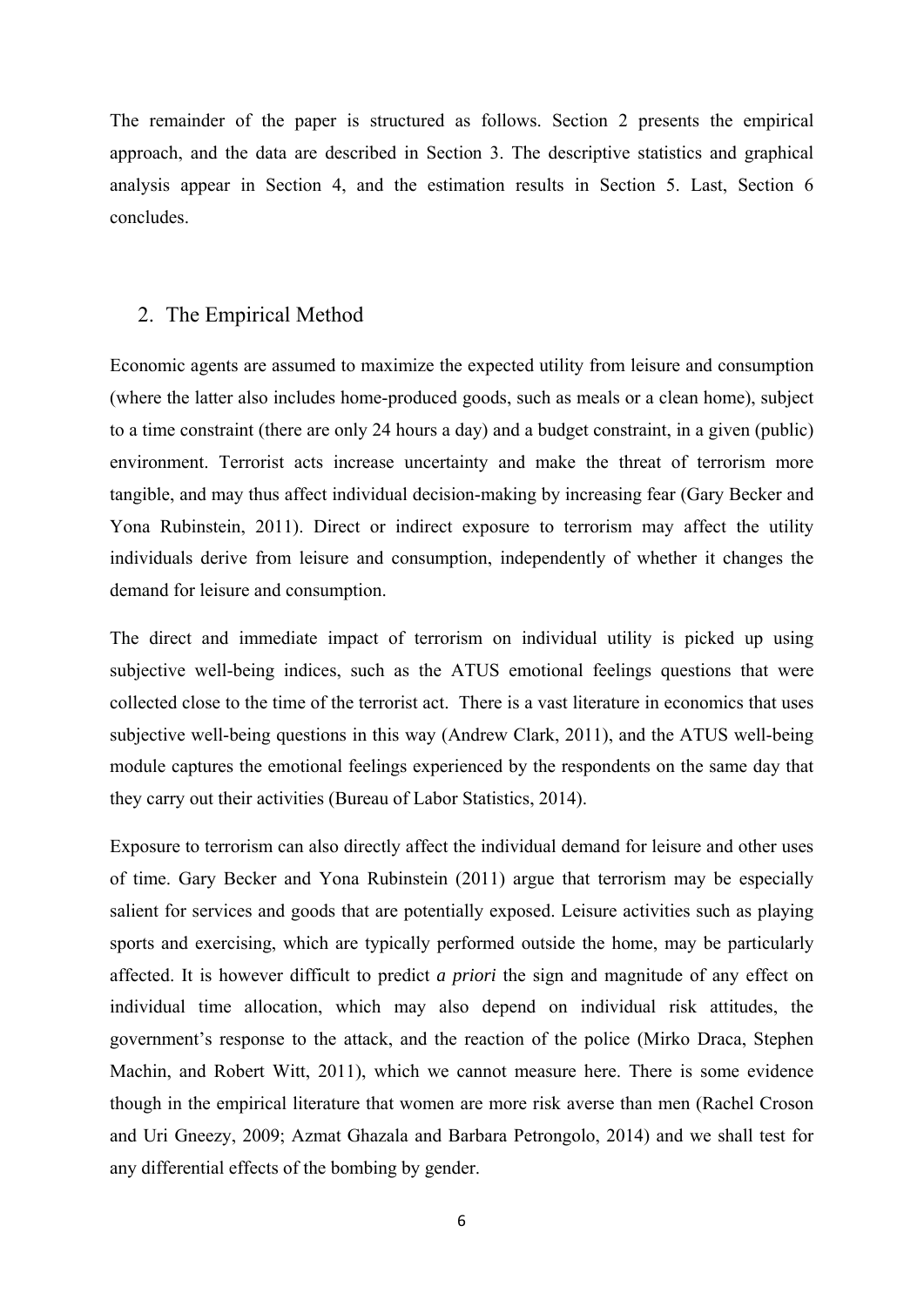The remainder of the paper is structured as follows. Section 2 presents the empirical approach, and the data are described in Section 3. The descriptive statistics and graphical analysis appear in Section 4, and the estimation results in Section 5. Last, Section 6 concludes.

## 2. The Empirical Method

Economic agents are assumed to maximize the expected utility from leisure and consumption (where the latter also includes home-produced goods, such as meals or a clean home), subject to a time constraint (there are only 24 hours a day) and a budget constraint, in a given (public) environment. Terrorist acts increase uncertainty and make the threat of terrorism more tangible, and may thus affect individual decision-making by increasing fear (Gary Becker and Yona Rubinstein, 2011). Direct or indirect exposure to terrorism may affect the utility individuals derive from leisure and consumption, independently of whether it changes the demand for leisure and consumption.

The direct and immediate impact of terrorism on individual utility is picked up using subjective well-being indices, such as the ATUS emotional feelings questions that were collected close to the time of the terrorist act. There is a vast literature in economics that uses subjective well-being questions in this way (Andrew Clark, 2011), and the ATUS well-being module captures the emotional feelings experienced by the respondents on the same day that they carry out their activities (Bureau of Labor Statistics, 2014).

Exposure to terrorism can also directly affect the individual demand for leisure and other uses of time. Gary Becker and Yona Rubinstein (2011) argue that terrorism may be especially salient for services and goods that are potentially exposed. Leisure activities such as playing sports and exercising, which are typically performed outside the home, may be particularly affected. It is however difficult to predict *a priori* the sign and magnitude of any effect on individual time allocation, which may also depend on individual risk attitudes, the government's response to the attack, and the reaction of the police (Mirko Draca, Stephen Machin, and Robert Witt, 2011), which we cannot measure here. There is some evidence though in the empirical literature that women are more risk averse than men (Rachel Croson and Uri Gneezy, 2009; Azmat Ghazala and Barbara Petrongolo, 2014) and we shall test for any differential effects of the bombing by gender.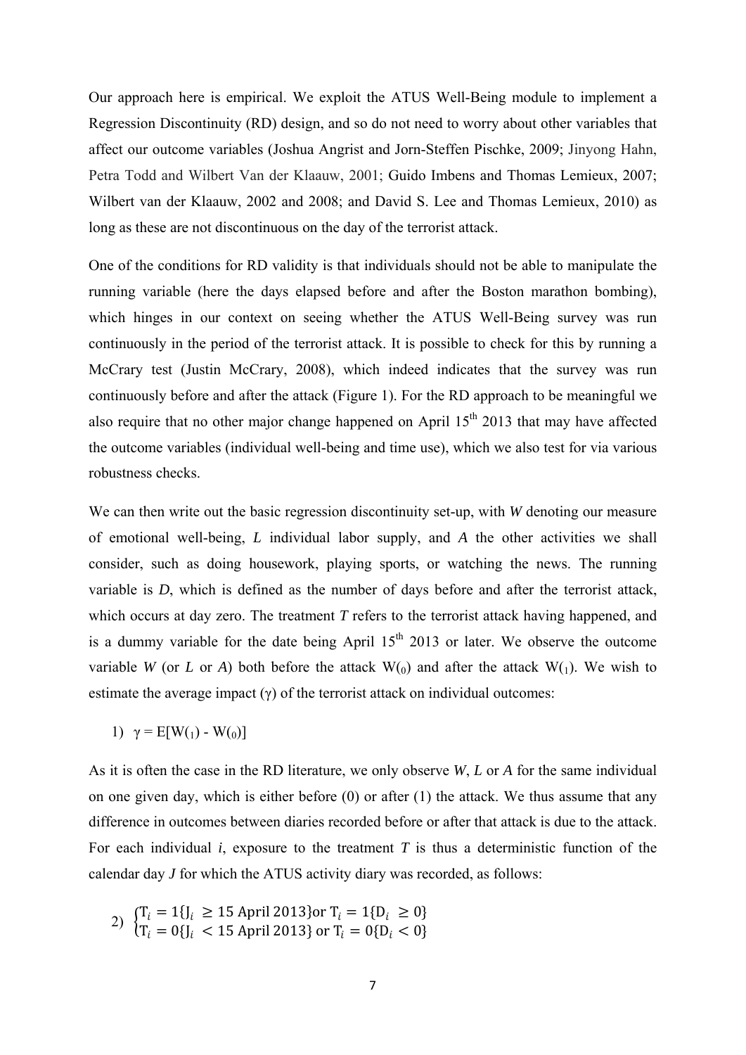Our approach here is empirical. We exploit the ATUS Well-Being module to implement a Regression Discontinuity (RD) design, and so do not need to worry about other variables that affect our outcome variables (Joshua Angrist and Jorn-Steffen Pischke, 2009; Jinyong Hahn, Petra Todd and Wilbert Van der Klaauw, 2001; Guido Imbens and Thomas Lemieux, 2007; Wilbert van der Klaauw, 2002 and 2008; and David S. Lee and Thomas Lemieux, 2010) as long as these are not discontinuous on the day of the terrorist attack.

One of the conditions for RD validity is that individuals should not be able to manipulate the running variable (here the days elapsed before and after the Boston marathon bombing), which hinges in our context on seeing whether the ATUS Well-Being survey was run continuously in the period of the terrorist attack. It is possible to check for this by running a McCrary test (Justin McCrary, 2008), which indeed indicates that the survey was run continuously before and after the attack (Figure 1). For the RD approach to be meaningful we also require that no other major change happened on April 15th 2013 that may have affected the outcome variables (individual well-being and time use), which we also test for via various robustness checks.

We can then write out the basic regression discontinuity set-up, with *W* denoting our measure of emotional well-being, *L* individual labor supply, and *A* the other activities we shall consider, such as doing housework, playing sports, or watching the news. The running variable is *D*, which is defined as the number of days before and after the terrorist attack, which occurs at day zero. The treatment *T* refers to the terrorist attack having happened, and is a dummy variable for the date being April 15th 2013 or later. We observe the outcome variable *W* (or *L* or *A*) both before the attack $W_{(0)}$ and after the attack $W_{(1)}$. We wish to estimate the average impact ($\gamma$) of the terrorist attack on individual outcomes:

1) $\gamma = E[W_{(1)} - W_{(0)}]$

As it is often the case in the RD literature, we only observe *W*, *L* or *A* for the same individual on one given day, which is either before (0) or after (1) the attack. We thus assume that any difference in outcomes between diaries recorded before or after that attack is due to the attack. For each individual *i*, exposure to the treatment *T* is thus a deterministic function of the calendar day *J* for which the ATUS activity diary was recorded, as follows:

2) $$\begin{cases} T_i = 1\{J_i \geq 15 \text{ April } 2013\} \text{or } T_i = 1\{D_i \geq 0\} \\ T_i = 0\{J_i < 15 \text{ April } 2013\} \text{ or } T_i = 0\{D_i < 0\} \end{cases}$$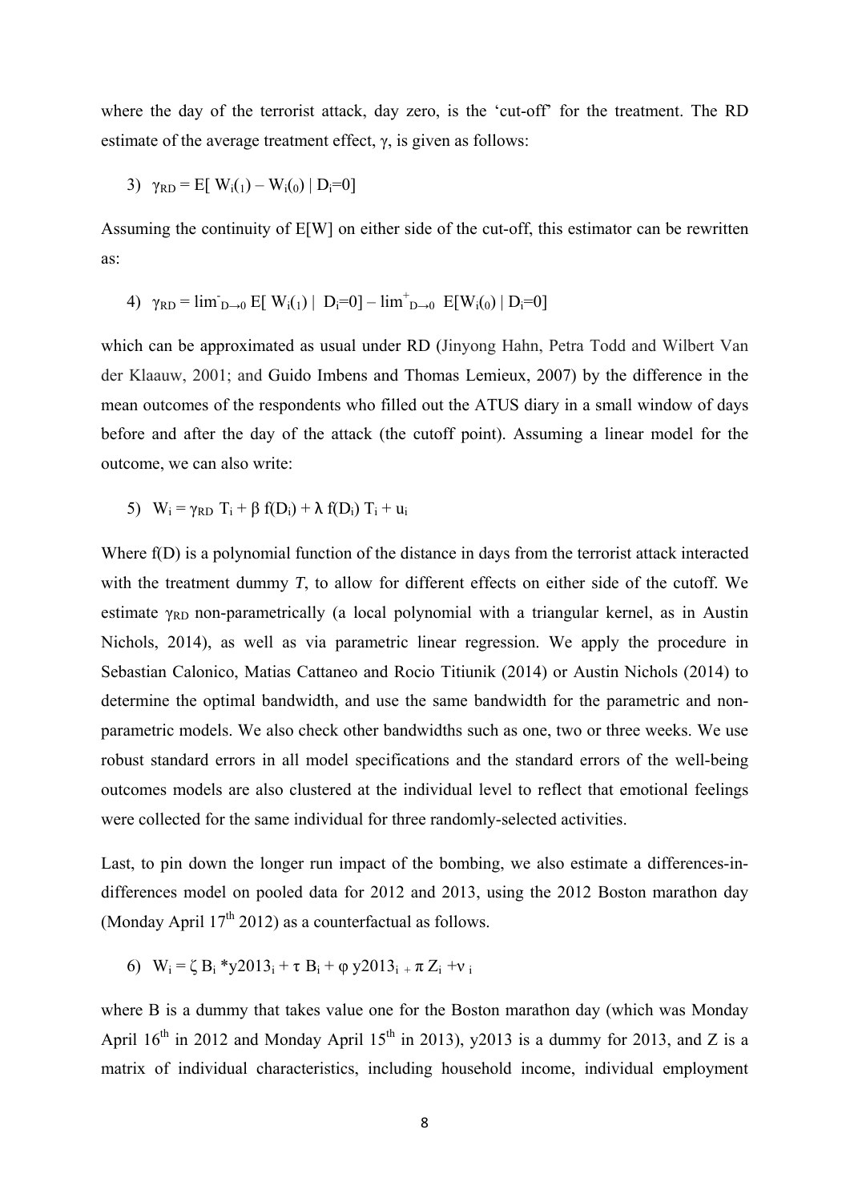where the day of the terrorist attack, day zero, is the 'cut-off' for the treatment. The RD estimate of the average treatment effect, $\gamma$, is given as follows:

$$3)\quad \gamma_{RD} = E[\, W_i(_1) - W_i(_0) \mid D_i=0]$$

Assuming the continuity of E[W] on either side of the cut-off, this estimator can be rewritten as:

$$4)\quad \gamma_{RD} = \lim^{-}_{D\to 0} E[\, W_i(_1) \mid D_i=0] - \lim^{+}_{D\to 0} E[W_i(_0) \mid D_i=0]$$

which can be approximated as usual under RD (Jinyong Hahn, Petra Todd and Wilbert Van der Klaauw, 2001; and Guido Imbens and Thomas Lemieux, 2007) by the difference in the mean outcomes of the respondents who filled out the ATUS diary in a small window of days before and after the day of the attack (the cutoff point). Assuming a linear model for the outcome, we can also write:

$$5)\quad W_i = \gamma_{RD}\, T_i + \beta\, f(D_i) + \lambda\, f(D_i)\, T_i + u_i$$

Where f(D) is a polynomial function of the distance in days from the terrorist attack interacted with the treatment dummy *T*, to allow for different effects on either side of the cutoff. We estimate $\gamma_{RD}$ non-parametrically (a local polynomial with a triangular kernel, as in Austin Nichols, 2014), as well as via parametric linear regression. We apply the procedure in Sebastian Calonico, Matias Cattaneo and Rocio Titiunik (2014) or Austin Nichols (2014) to determine the optimal bandwidth, and use the same bandwidth for the parametric and non-parametric models. We also check other bandwidths such as one, two or three weeks. We use robust standard errors in all model specifications and the standard errors of the well-being outcomes models are also clustered at the individual level to reflect that emotional feelings were collected for the same individual for three randomly-selected activities.

Last, to pin down the longer run impact of the bombing, we also estimate a differences-in-differences model on pooled data for 2012 and 2013, using the 2012 Boston marathon day (Monday April 17th 2012) as a counterfactual as follows.

$$6)\quad W_i = \zeta\, B_i * y2013_i + \tau\, B_i + \varphi\, y2013_i + \pi\, Z_i + \nu_i$$

where B is a dummy that takes value one for the Boston marathon day (which was Monday April 16th in 2012 and Monday April 15th in 2013), y2013 is a dummy for 2013, and Z is a matrix of individual characteristics, including household income, individual employment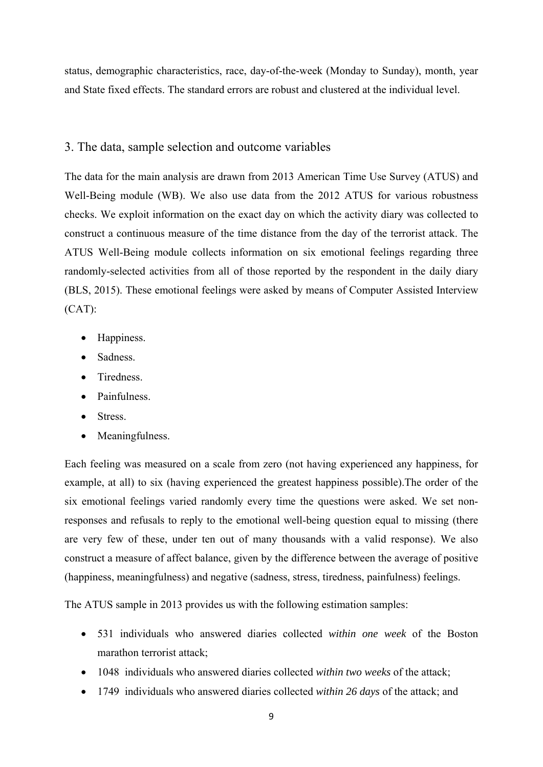status, demographic characteristics, race, day-of-the-week (Monday to Sunday), month, year and State fixed effects. The standard errors are robust and clustered at the individual level.

## 3. The data, sample selection and outcome variables

The data for the main analysis are drawn from 2013 American Time Use Survey (ATUS) and Well-Being module (WB). We also use data from the 2012 ATUS for various robustness checks. We exploit information on the exact day on which the activity diary was collected to construct a continuous measure of the time distance from the day of the terrorist attack. The ATUS Well-Being module collects information on six emotional feelings regarding three randomly-selected activities from all of those reported by the respondent in the daily diary (BLS, 2015). These emotional feelings were asked by means of Computer Assisted Interview (CAT):

- Happiness.
- Sadness.
- Tiredness.
- Painfulness.
- Stress.
- Meaningfulness.

Each feeling was measured on a scale from zero (not having experienced any happiness, for example, at all) to six (having experienced the greatest happiness possible).The order of the six emotional feelings varied randomly every time the questions were asked. We set non-responses and refusals to reply to the emotional well-being question equal to missing (there are very few of these, under ten out of many thousands with a valid response). We also construct a measure of affect balance, given by the difference between the average of positive (happiness, meaningfulness) and negative (sadness, stress, tiredness, painfulness) feelings.

The ATUS sample in 2013 provides us with the following estimation samples:

- 531 individuals who answered diaries collected *within one week* of the Boston marathon terrorist attack;
- 1048 individuals who answered diaries collected *within two weeks* of the attack;
- 1749 individuals who answered diaries collected *within 26 days* of the attack; and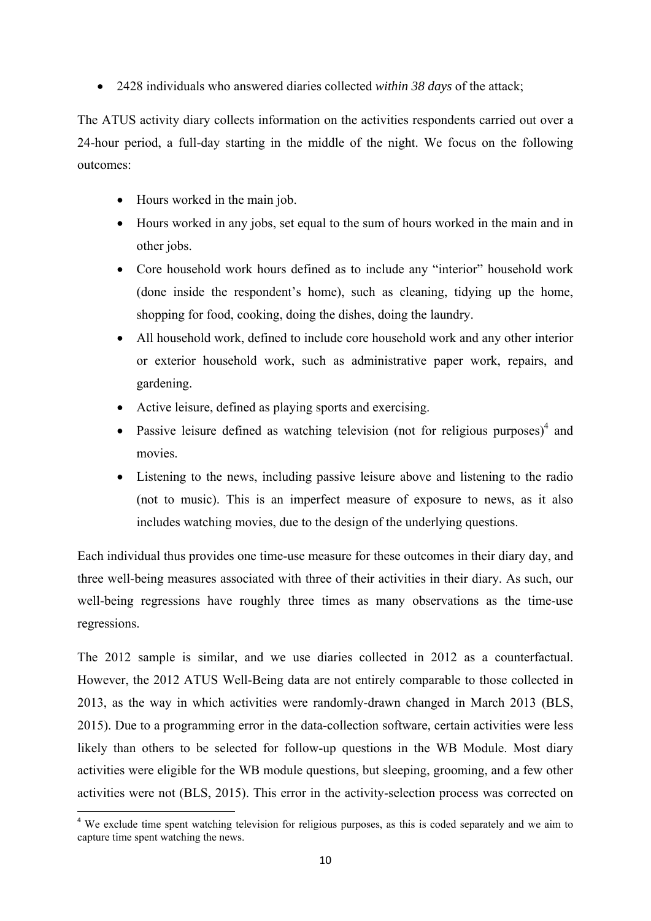- 2428 individuals who answered diaries collected *within 38 days* of the attack;

The ATUS activity diary collects information on the activities respondents carried out over a 24-hour period, a full-day starting in the middle of the night. We focus on the following outcomes:

- Hours worked in the main job.
- Hours worked in any jobs, set equal to the sum of hours worked in the main and in other jobs.
- Core household work hours defined as to include any "interior" household work (done inside the respondent's home), such as cleaning, tidying up the home, shopping for food, cooking, doing the dishes, doing the laundry.
- All household work, defined to include core household work and any other interior or exterior household work, such as administrative paper work, repairs, and gardening.
- Active leisure, defined as playing sports and exercising.
- Passive leisure defined as watching television (not for religious purposes)[4] and movies.
- Listening to the news, including passive leisure above and listening to the radio (not to music). This is an imperfect measure of exposure to news, as it also includes watching movies, due to the design of the underlying questions.

Each individual thus provides one time-use measure for these outcomes in their diary day, and three well-being measures associated with three of their activities in their diary. As such, our well-being regressions have roughly three times as many observations as the time-use regressions.

The 2012 sample is similar, and we use diaries collected in 2012 as a counterfactual. However, the 2012 ATUS Well-Being data are not entirely comparable to those collected in 2013, as the way in which activities were randomly-drawn changed in March 2013 (BLS, 2015). Due to a programming error in the data-collection software, certain activities were less likely than others to be selected for follow-up questions in the WB Module. Most diary activities were eligible for the WB module questions, but sleeping, grooming, and a few other activities were not (BLS, 2015). This error in the activity-selection process was corrected on

[4] We exclude time spent watching television for religious purposes, as this is coded separately and we aim to capture time spent watching the news.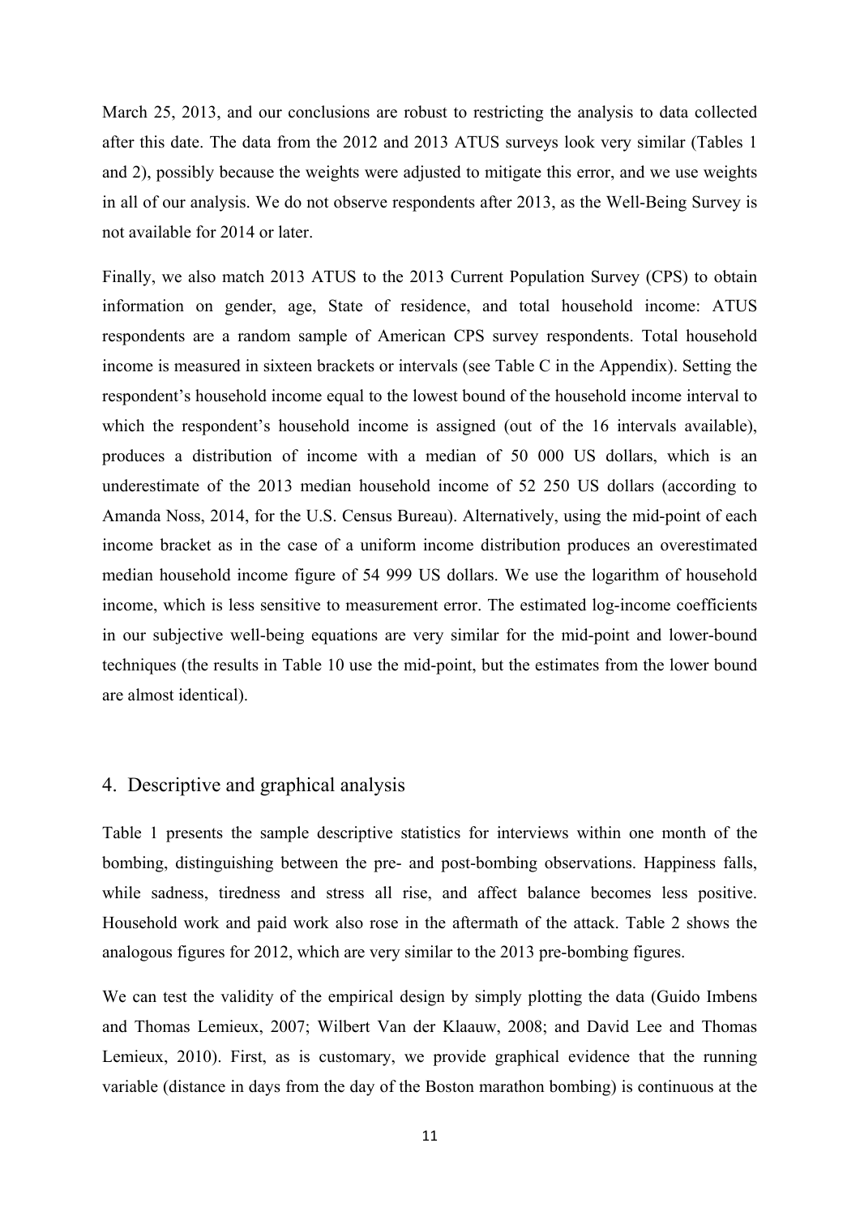March 25, 2013, and our conclusions are robust to restricting the analysis to data collected after this date. The data from the 2012 and 2013 ATUS surveys look very similar (Tables 1 and 2), possibly because the weights were adjusted to mitigate this error, and we use weights in all of our analysis. We do not observe respondents after 2013, as the Well-Being Survey is not available for 2014 or later.

Finally, we also match 2013 ATUS to the 2013 Current Population Survey (CPS) to obtain information on gender, age, State of residence, and total household income: ATUS respondents are a random sample of American CPS survey respondents. Total household income is measured in sixteen brackets or intervals (see Table C in the Appendix). Setting the respondent's household income equal to the lowest bound of the household income interval to which the respondent's household income is assigned (out of the 16 intervals available), produces a distribution of income with a median of 50 000 US dollars, which is an underestimate of the 2013 median household income of 52 250 US dollars (according to Amanda Noss, 2014, for the U.S. Census Bureau). Alternatively, using the mid-point of each income bracket as in the case of a uniform income distribution produces an overestimated median household income figure of 54 999 US dollars. We use the logarithm of household income, which is less sensitive to measurement error. The estimated log-income coefficients in our subjective well-being equations are very similar for the mid-point and lower-bound techniques (the results in Table 10 use the mid-point, but the estimates from the lower bound are almost identical).

## 4. Descriptive and graphical analysis

Table 1 presents the sample descriptive statistics for interviews within one month of the bombing, distinguishing between the pre- and post-bombing observations. Happiness falls, while sadness, tiredness and stress all rise, and affect balance becomes less positive. Household work and paid work also rose in the aftermath of the attack. Table 2 shows the analogous figures for 2012, which are very similar to the 2013 pre-bombing figures.

We can test the validity of the empirical design by simply plotting the data (Guido Imbens and Thomas Lemieux, 2007; Wilbert Van der Klaauw, 2008; and David Lee and Thomas Lemieux, 2010). First, as is customary, we provide graphical evidence that the running variable (distance in days from the day of the Boston marathon bombing) is continuous at the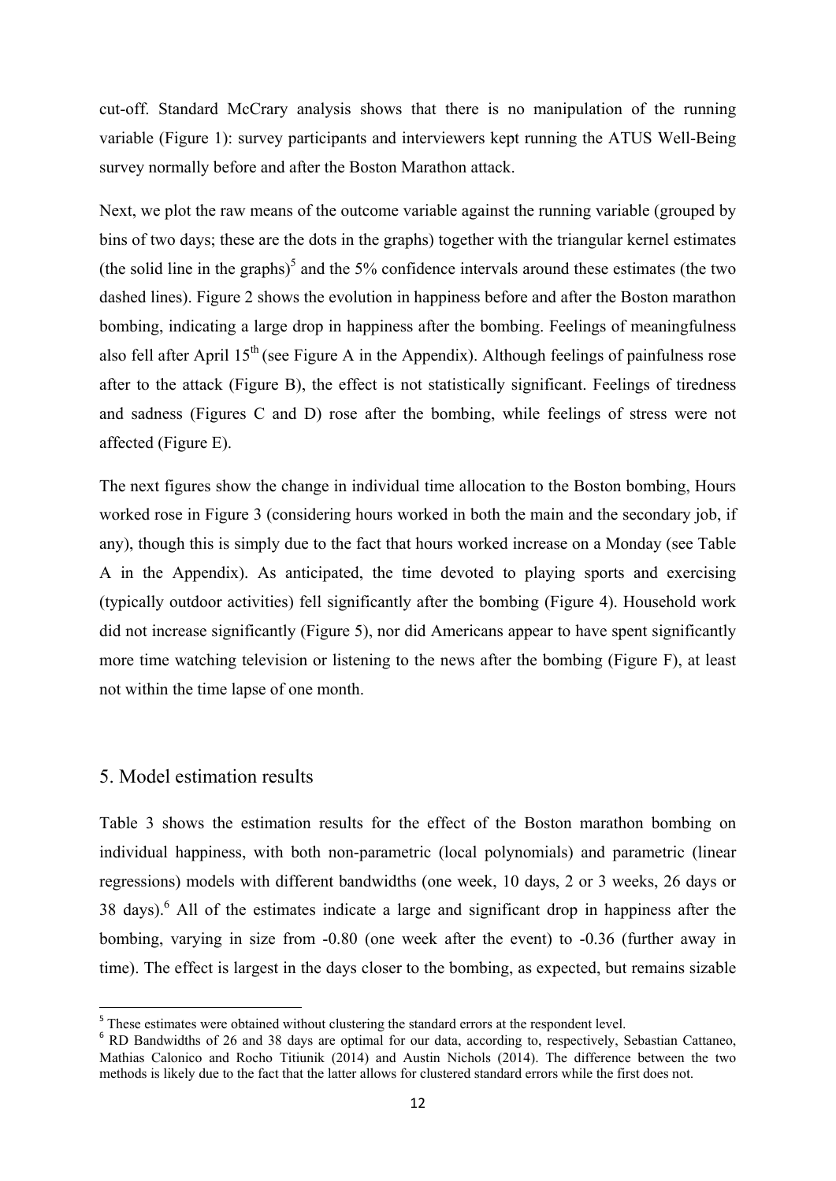cut-off. Standard McCrary analysis shows that there is no manipulation of the running variable (Figure 1): survey participants and interviewers kept running the ATUS Well-Being survey normally before and after the Boston Marathon attack.

Next, we plot the raw means of the outcome variable against the running variable (grouped by bins of two days; these are the dots in the graphs) together with the triangular kernel estimates (the solid line in the graphs)[5] and the 5% confidence intervals around these estimates (the two dashed lines). Figure 2 shows the evolution in happiness before and after the Boston marathon bombing, indicating a large drop in happiness after the bombing. Feelings of meaningfulness also fell after April 15th (see Figure A in the Appendix). Although feelings of painfulness rose after to the attack (Figure B), the effect is not statistically significant. Feelings of tiredness and sadness (Figures C and D) rose after the bombing, while feelings of stress were not affected (Figure E).

The next figures show the change in individual time allocation to the Boston bombing, Hours worked rose in Figure 3 (considering hours worked in both the main and the secondary job, if any), though this is simply due to the fact that hours worked increase on a Monday (see Table A in the Appendix). As anticipated, the time devoted to playing sports and exercising (typically outdoor activities) fell significantly after the bombing (Figure 4). Household work did not increase significantly (Figure 5), nor did Americans appear to have spent significantly more time watching television or listening to the news after the bombing (Figure F), at least not within the time lapse of one month.

## 5. Model estimation results

Table 3 shows the estimation results for the effect of the Boston marathon bombing on individual happiness, with both non-parametric (local polynomials) and parametric (linear regressions) models with different bandwidths (one week, 10 days, 2 or 3 weeks, 26 days or 38 days).[6] All of the estimates indicate a large and significant drop in happiness after the bombing, varying in size from -0.80 (one week after the event) to -0.36 (further away in time). The effect is largest in the days closer to the bombing, as expected, but remains sizable

[5] These estimates were obtained without clustering the standard errors at the respondent level.

[6] RD Bandwidths of 26 and 38 days are optimal for our data, according to, respectively, Sebastian Cattaneo, Mathias Calonico and Rocho Titiunik (2014) and Austin Nichols (2014). The difference between the two methods is likely due to the fact that the latter allows for clustered standard errors while the first does not.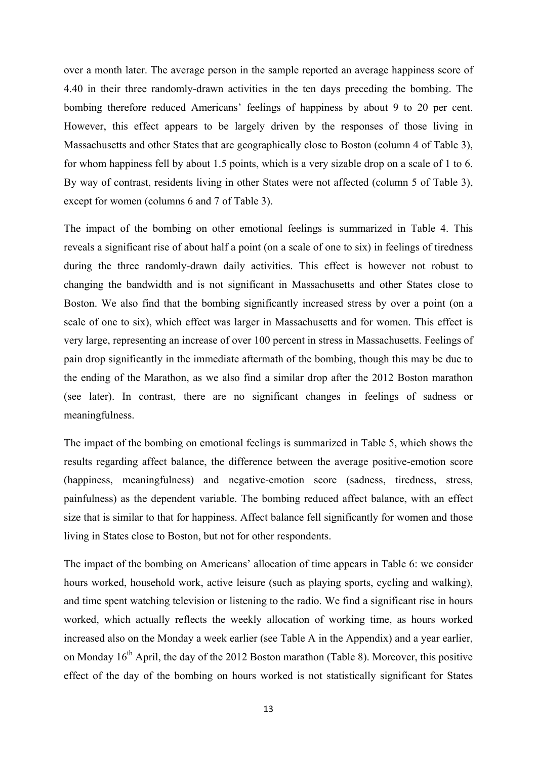over a month later. The average person in the sample reported an average happiness score of 4.40 in their three randomly-drawn activities in the ten days preceding the bombing. The bombing therefore reduced Americans' feelings of happiness by about 9 to 20 per cent. However, this effect appears to be largely driven by the responses of those living in Massachusetts and other States that are geographically close to Boston (column 4 of Table 3), for whom happiness fell by about 1.5 points, which is a very sizable drop on a scale of 1 to 6. By way of contrast, residents living in other States were not affected (column 5 of Table 3), except for women (columns 6 and 7 of Table 3).

The impact of the bombing on other emotional feelings is summarized in Table 4. This reveals a significant rise of about half a point (on a scale of one to six) in feelings of tiredness during the three randomly-drawn daily activities. This effect is however not robust to changing the bandwidth and is not significant in Massachusetts and other States close to Boston. We also find that the bombing significantly increased stress by over a point (on a scale of one to six), which effect was larger in Massachusetts and for women. This effect is very large, representing an increase of over 100 percent in stress in Massachusetts. Feelings of pain drop significantly in the immediate aftermath of the bombing, though this may be due to the ending of the Marathon, as we also find a similar drop after the 2012 Boston marathon (see later). In contrast, there are no significant changes in feelings of sadness or meaningfulness.

The impact of the bombing on emotional feelings is summarized in Table 5, which shows the results regarding affect balance, the difference between the average positive-emotion score (happiness, meaningfulness) and negative-emotion score (sadness, tiredness, stress, painfulness) as the dependent variable. The bombing reduced affect balance, with an effect size that is similar to that for happiness. Affect balance fell significantly for women and those living in States close to Boston, but not for other respondents.

The impact of the bombing on Americans' allocation of time appears in Table 6: we consider hours worked, household work, active leisure (such as playing sports, cycling and walking), and time spent watching television or listening to the radio. We find a significant rise in hours worked, which actually reflects the weekly allocation of working time, as hours worked increased also on the Monday a week earlier (see Table A in the Appendix) and a year earlier, on Monday 16th April, the day of the 2012 Boston marathon (Table 8). Moreover, this positive effect of the day of the bombing on hours worked is not statistically significant for States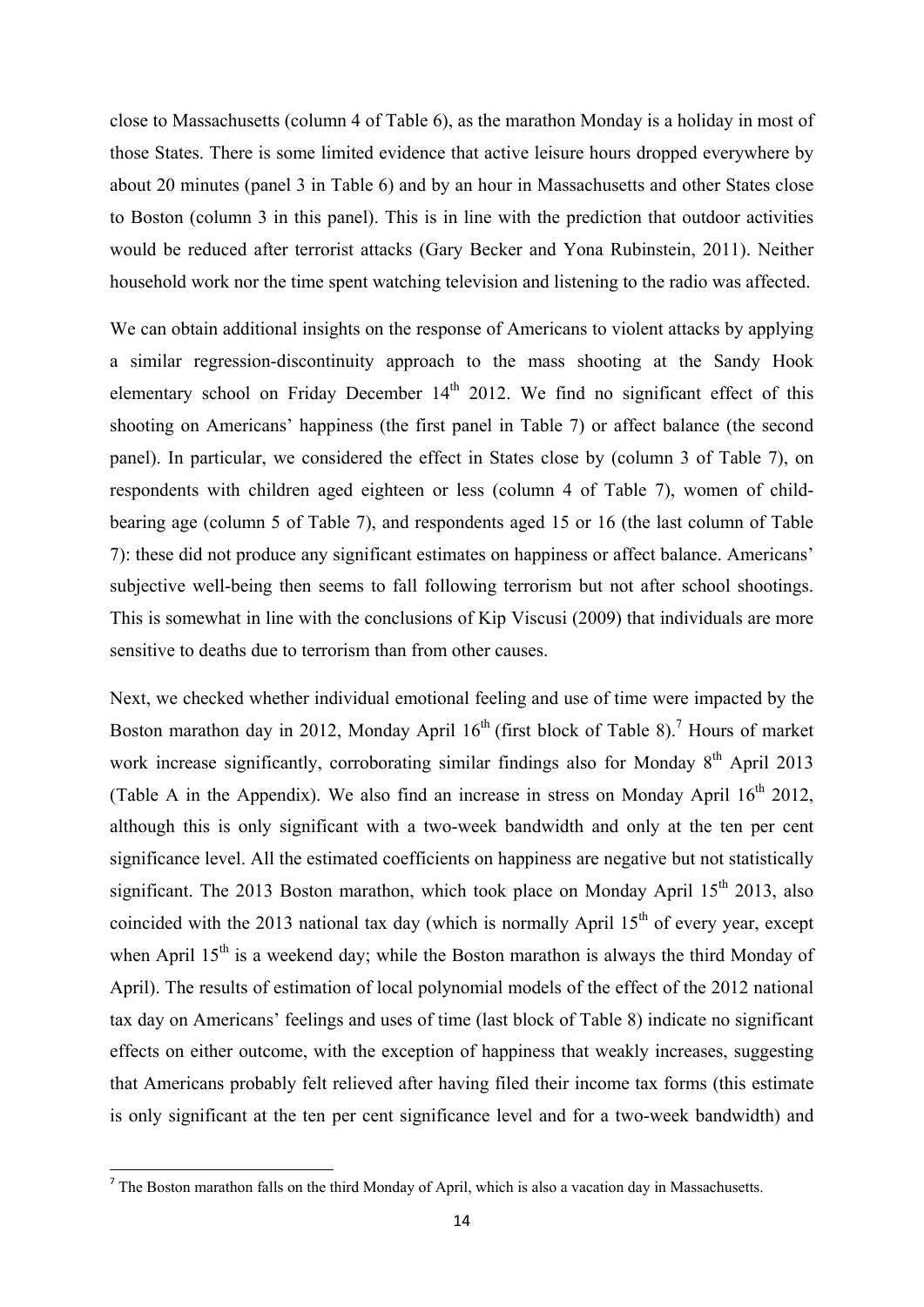close to Massachusetts (column 4 of Table 6), as the marathon Monday is a holiday in most of those States. There is some limited evidence that active leisure hours dropped everywhere by about 20 minutes (panel 3 in Table 6) and by an hour in Massachusetts and other States close to Boston (column 3 in this panel). This is in line with the prediction that outdoor activities would be reduced after terrorist attacks (Gary Becker and Yona Rubinstein, 2011). Neither household work nor the time spent watching television and listening to the radio was affected.

We can obtain additional insights on the response of Americans to violent attacks by applying a similar regression-discontinuity approach to the mass shooting at the Sandy Hook elementary school on Friday December 14th 2012. We find no significant effect of this shooting on Americans' happiness (the first panel in Table 7) or affect balance (the second panel). In particular, we considered the effect in States close by (column 3 of Table 7), on respondents with children aged eighteen or less (column 4 of Table 7), women of child-bearing age (column 5 of Table 7), and respondents aged 15 or 16 (the last column of Table 7): these did not produce any significant estimates on happiness or affect balance. Americans' subjective well-being then seems to fall following terrorism but not after school shootings. This is somewhat in line with the conclusions of Kip Viscusi (2009) that individuals are more sensitive to deaths due to terrorism than from other causes.

Next, we checked whether individual emotional feeling and use of time were impacted by the Boston marathon day in 2012, Monday April 16th (first block of Table 8).[7] Hours of market work increase significantly, corroborating similar findings also for Monday 8th April 2013 (Table A in the Appendix). We also find an increase in stress on Monday April 16th 2012, although this is only significant with a two-week bandwidth and only at the ten per cent significance level. All the estimated coefficients on happiness are negative but not statistically significant. The 2013 Boston marathon, which took place on Monday April 15th 2013, also coincided with the 2013 national tax day (which is normally April 15th of every year, except when April 15th is a weekend day; while the Boston marathon is always the third Monday of April). The results of estimation of local polynomial models of the effect of the 2012 national tax day on Americans' feelings and uses of time (last block of Table 8) indicate no significant effects on either outcome, with the exception of happiness that weakly increases, suggesting that Americans probably felt relieved after having filed their income tax forms (this estimate is only significant at the ten per cent significance level and for a two-week bandwidth) and

---

[7] The Boston marathon falls on the third Monday of April, which is also a vacation day in Massachusetts.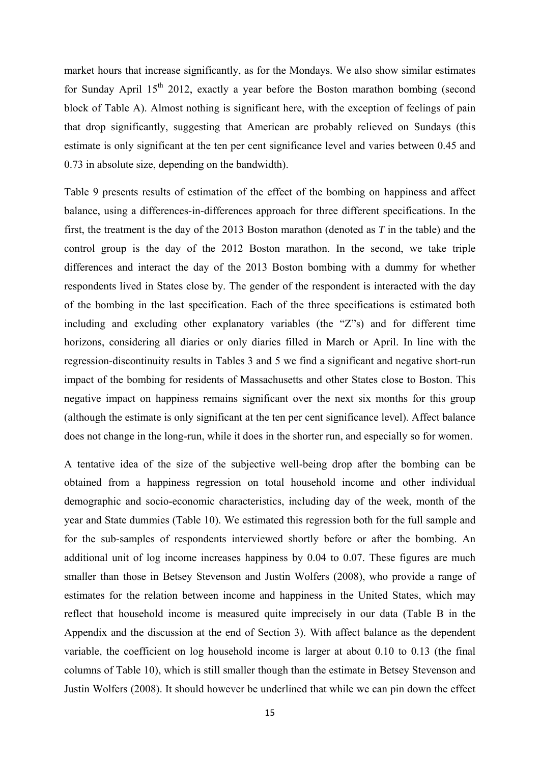market hours that increase significantly, as for the Mondays. We also show similar estimates for Sunday April 15[th] 2012, exactly a year before the Boston marathon bombing (second block of Table A). Almost nothing is significant here, with the exception of feelings of pain that drop significantly, suggesting that American are probably relieved on Sundays (this estimate is only significant at the ten per cent significance level and varies between 0.45 and 0.73 in absolute size, depending on the bandwidth).

Table 9 presents results of estimation of the effect of the bombing on happiness and affect balance, using a differences-in-differences approach for three different specifications. In the first, the treatment is the day of the 2013 Boston marathon (denoted as *T* in the table) and the control group is the day of the 2012 Boston marathon. In the second, we take triple differences and interact the day of the 2013 Boston bombing with a dummy for whether respondents lived in States close by. The gender of the respondent is interacted with the day of the bombing in the last specification. Each of the three specifications is estimated both including and excluding other explanatory variables (the "Z"s) and for different time horizons, considering all diaries or only diaries filled in March or April. In line with the regression-discontinuity results in Tables 3 and 5 we find a significant and negative short-run impact of the bombing for residents of Massachusetts and other States close to Boston. This negative impact on happiness remains significant over the next six months for this group (although the estimate is only significant at the ten per cent significance level). Affect balance does not change in the long-run, while it does in the shorter run, and especially so for women.

A tentative idea of the size of the subjective well-being drop after the bombing can be obtained from a happiness regression on total household income and other individual demographic and socio-economic characteristics, including day of the week, month of the year and State dummies (Table 10). We estimated this regression both for the full sample and for the sub-samples of respondents interviewed shortly before or after the bombing. An additional unit of log income increases happiness by 0.04 to 0.07. These figures are much smaller than those in Betsey Stevenson and Justin Wolfers (2008), who provide a range of estimates for the relation between income and happiness in the United States, which may reflect that household income is measured quite imprecisely in our data (Table B in the Appendix and the discussion at the end of Section 3). With affect balance as the dependent variable, the coefficient on log household income is larger at about 0.10 to 0.13 (the final columns of Table 10), which is still smaller though than the estimate in Betsey Stevenson and Justin Wolfers (2008). It should however be underlined that while we can pin down the effect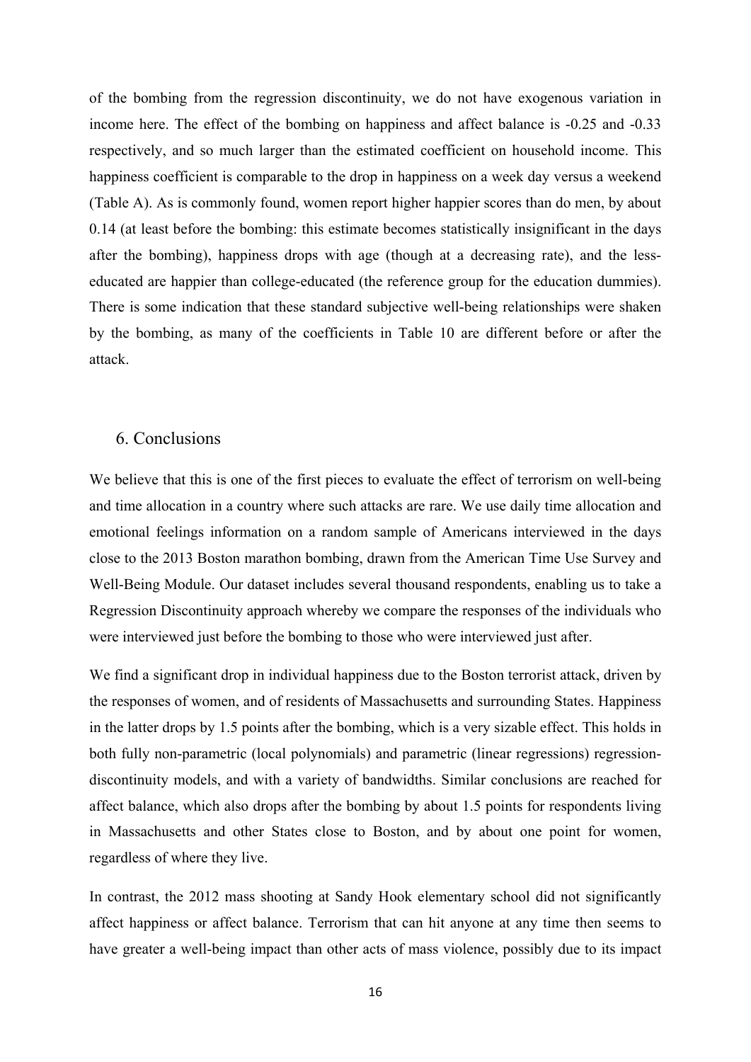of the bombing from the regression discontinuity, we do not have exogenous variation in income here. The effect of the bombing on happiness and affect balance is -0.25 and -0.33 respectively, and so much larger than the estimated coefficient on household income. This happiness coefficient is comparable to the drop in happiness on a week day versus a weekend (Table A). As is commonly found, women report higher happier scores than do men, by about 0.14 (at least before the bombing: this estimate becomes statistically insignificant in the days after the bombing), happiness drops with age (though at a decreasing rate), and the less-educated are happier than college-educated (the reference group for the education dummies). There is some indication that these standard subjective well-being relationships were shaken by the bombing, as many of the coefficients in Table 10 are different before or after the attack.

## 6. Conclusions

We believe that this is one of the first pieces to evaluate the effect of terrorism on well-being and time allocation in a country where such attacks are rare. We use daily time allocation and emotional feelings information on a random sample of Americans interviewed in the days close to the 2013 Boston marathon bombing, drawn from the American Time Use Survey and Well-Being Module. Our dataset includes several thousand respondents, enabling us to take a Regression Discontinuity approach whereby we compare the responses of the individuals who were interviewed just before the bombing to those who were interviewed just after.

We find a significant drop in individual happiness due to the Boston terrorist attack, driven by the responses of women, and of residents of Massachusetts and surrounding States. Happiness in the latter drops by 1.5 points after the bombing, which is a very sizable effect. This holds in both fully non-parametric (local polynomials) and parametric (linear regressions) regression-discontinuity models, and with a variety of bandwidths. Similar conclusions are reached for affect balance, which also drops after the bombing by about 1.5 points for respondents living in Massachusetts and other States close to Boston, and by about one point for women, regardless of where they live.

In contrast, the 2012 mass shooting at Sandy Hook elementary school did not significantly affect happiness or affect balance. Terrorism that can hit anyone at any time then seems to have greater a well-being impact than other acts of mass violence, possibly due to its impact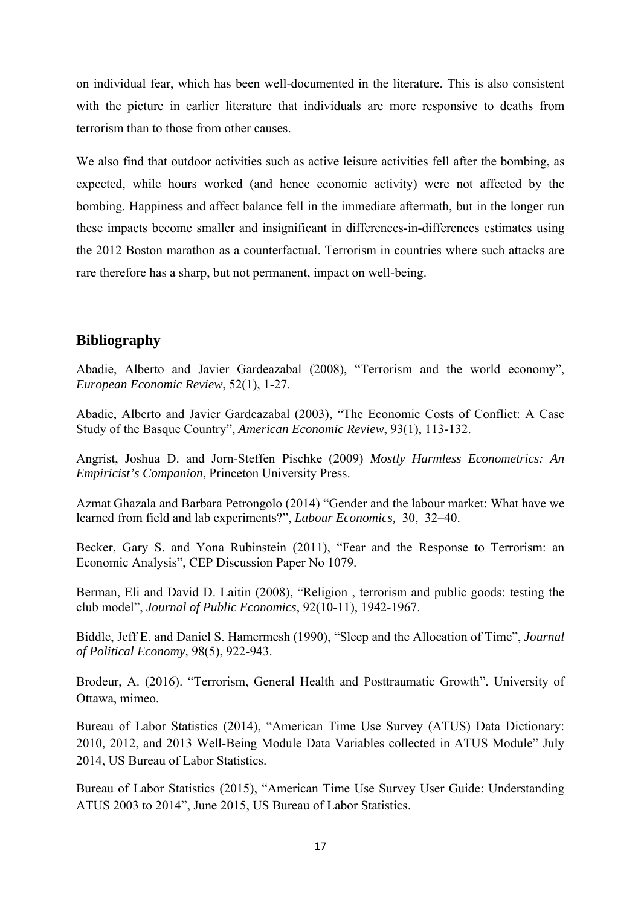on individual fear, which has been well-documented in the literature. This is also consistent with the picture in earlier literature that individuals are more responsive to deaths from terrorism than to those from other causes.

We also find that outdoor activities such as active leisure activities fell after the bombing, as expected, while hours worked (and hence economic activity) were not affected by the bombing. Happiness and affect balance fell in the immediate aftermath, but in the longer run these impacts become smaller and insignificant in differences-in-differences estimates using the 2012 Boston marathon as a counterfactual. Terrorism in countries where such attacks are rare therefore has a sharp, but not permanent, impact on well-being.

## Bibliography

Abadie, Alberto and Javier Gardeazabal (2008), "Terrorism and the world economy", *European Economic Review*, 52(1), 1-27.

Abadie, Alberto and Javier Gardeazabal (2003), "The Economic Costs of Conflict: A Case Study of the Basque Country", *American Economic Review*, 93(1), 113-132.

Angrist, Joshua D. and Jorn-Steffen Pischke (2009) *Mostly Harmless Econometrics: An Empiricist's Companion*, Princeton University Press.

Azmat Ghazala and Barbara Petrongolo (2014) "Gender and the labour market: What have we learned from field and lab experiments?", *Labour Economics,* 30, 32–40.

Becker, Gary S. and Yona Rubinstein (2011), "Fear and the Response to Terrorism: an Economic Analysis", CEP Discussion Paper No 1079.

Berman, Eli and David D. Laitin (2008), "Religion , terrorism and public goods: testing the club model", *Journal of Public Economics*, 92(10-11), 1942-1967.

Biddle, Jeff E. and Daniel S. Hamermesh (1990), "Sleep and the Allocation of Time", *Journal of Political Economy,* 98(5), 922-943.

Brodeur, A. (2016). "Terrorism, General Health and Posttraumatic Growth". University of Ottawa, mimeo.

Bureau of Labor Statistics (2014), "American Time Use Survey (ATUS) Data Dictionary: 2010, 2012, and 2013 Well-Being Module Data Variables collected in ATUS Module" July 2014, US Bureau of Labor Statistics.

Bureau of Labor Statistics (2015), "American Time Use Survey User Guide: Understanding ATUS 2003 to 2014", June 2015, US Bureau of Labor Statistics.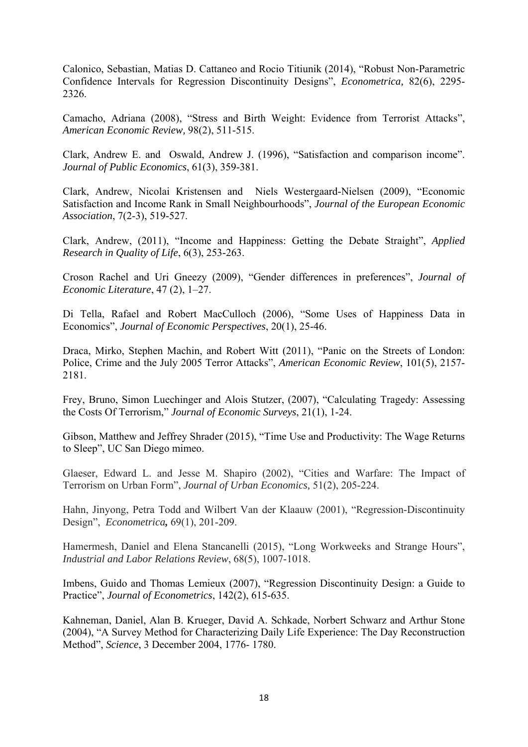Calonico, Sebastian, Matias D. Cattaneo and Rocio Titiunik (2014), "Robust Non-Parametric Confidence Intervals for Regression Discontinuity Designs", *Econometrica,* 82(6), 2295-2326.

Camacho, Adriana (2008), "Stress and Birth Weight: Evidence from Terrorist Attacks", *American Economic Review,* 98(2), 511-515.

Clark, Andrew E. and Oswald, Andrew J. (1996), "Satisfaction and comparison income". *Journal of Public Economics*, 61(3), 359-381.

Clark, Andrew, Nicolai Kristensen and Niels Westergaard-Nielsen (2009), "Economic Satisfaction and Income Rank in Small Neighbourhoods", *Journal of the European Economic Association*, 7(2-3), 519-527.

Clark, Andrew, (2011), "Income and Happiness: Getting the Debate Straight", *Applied Research in Quality of Life*, 6(3), 253-263.

Croson Rachel and Uri Gneezy (2009), "Gender differences in preferences", *Journal of Economic Literature*, 47 (2), 1–27.

Di Tella, Rafael and Robert MacCulloch (2006), "Some Uses of Happiness Data in Economics", *Journal of Economic Perspectives*, 20(1), 25-46.

Draca, Mirko, Stephen Machin, and Robert Witt (2011), "Panic on the Streets of London: Police, Crime and the July 2005 Terror Attacks", *American Economic Review*, 101(5), 2157-2181.

Frey, Bruno, Simon Luechinger and Alois Stutzer, (2007), "Calculating Tragedy: Assessing the Costs Of Terrorism," *Journal of Economic Surveys*, 21(1), 1-24.

Gibson, Matthew and Jeffrey Shrader (2015), "Time Use and Productivity: The Wage Returns to Sleep", UC San Diego mimeo.

Glaeser, Edward L. and Jesse M. Shapiro (2002), "Cities and Warfare: The Impact of Terrorism on Urban Form", *Journal of Urban Economics,* 51(2), 205-224.

Hahn, Jinyong, Petra Todd and Wilbert Van der Klaauw (2001), "Regression-Discontinuity Design", *Econometrica,* 69(1), 201-209.

Hamermesh, Daniel and Elena Stancanelli (2015), "Long Workweeks and Strange Hours", *Industrial and Labor Relations Review*, 68(5), 1007-1018.

Imbens, Guido and Thomas Lemieux (2007), "Regression Discontinuity Design: a Guide to Practice", *Journal of Econometrics*, 142(2), 615-635.

Kahneman, Daniel, Alan B. Krueger, David A. Schkade, Norbert Schwarz and Arthur Stone (2004), "A Survey Method for Characterizing Daily Life Experience: The Day Reconstruction Method", *Science*, 3 December 2004, 1776- 1780.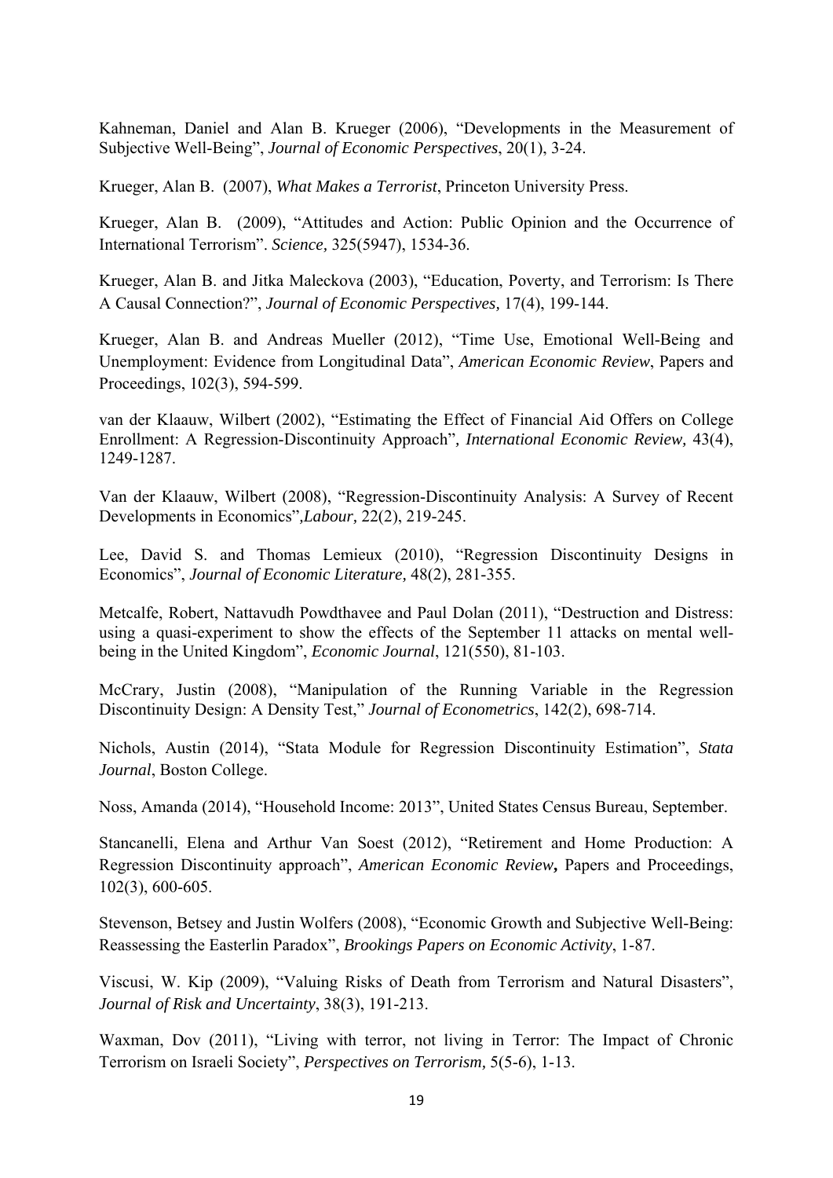Kahneman, Daniel and Alan B. Krueger (2006), "Developments in the Measurement of Subjective Well-Being", *Journal of Economic Perspectives*, 20(1), 3-24.

Krueger, Alan B. (2007), *What Makes a Terrorist*, Princeton University Press.

Krueger, Alan B. (2009), "Attitudes and Action: Public Opinion and the Occurrence of International Terrorism". *Science,* 325(5947), 1534-36.

Krueger, Alan B. and Jitka Maleckova (2003), "Education, Poverty, and Terrorism: Is There A Causal Connection?", *Journal of Economic Perspectives,* 17(4), 199-144.

Krueger, Alan B. and Andreas Mueller (2012), "Time Use, Emotional Well-Being and Unemployment: Evidence from Longitudinal Data", *American Economic Review*, Papers and Proceedings, 102(3), 594-599.

van der Klaauw, Wilbert (2002), "Estimating the Effect of Financial Aid Offers on College Enrollment: A Regression-Discontinuity Approach"*, International Economic Review,* 43(4), 1249-1287.

Van der Klaauw, Wilbert (2008), "Regression-Discontinuity Analysis: A Survey of Recent Developments in Economics",*Labour,* 22(2), 219-245.

Lee, David S. and Thomas Lemieux (2010), "Regression Discontinuity Designs in Economics", *Journal of Economic Literature,* 48(2), 281-355.

Metcalfe, Robert, Nattavudh Powdthavee and Paul Dolan (2011), "Destruction and Distress: using a quasi-experiment to show the effects of the September 11 attacks on mental well-being in the United Kingdom", *Economic Journal*, 121(550), 81-103.

McCrary, Justin (2008), "Manipulation of the Running Variable in the Regression Discontinuity Design: A Density Test," *Journal of Econometrics*, 142(2), 698-714.

Nichols, Austin (2014), "Stata Module for Regression Discontinuity Estimation", *Stata Journal*, Boston College.

Noss, Amanda (2014), "Household Income: 2013", United States Census Bureau, September.

Stancanelli, Elena and Arthur Van Soest (2012), "Retirement and Home Production: A Regression Discontinuity approach", ***American Economic Review,*** Papers and Proceedings, 102(3), 600-605.

Stevenson, Betsey and Justin Wolfers (2008), "Economic Growth and Subjective Well-Being: Reassessing the Easterlin Paradox", *Brookings Papers on Economic Activity*, 1-87.

Viscusi, W. Kip (2009), "Valuing Risks of Death from Terrorism and Natural Disasters", *Journal of Risk and Uncertainty*, 38(3), 191-213.

Waxman, Dov (2011), "Living with terror, not living in Terror: The Impact of Chronic Terrorism on Israeli Society", *Perspectives on Terrorism,* 5(5-6), 1-13.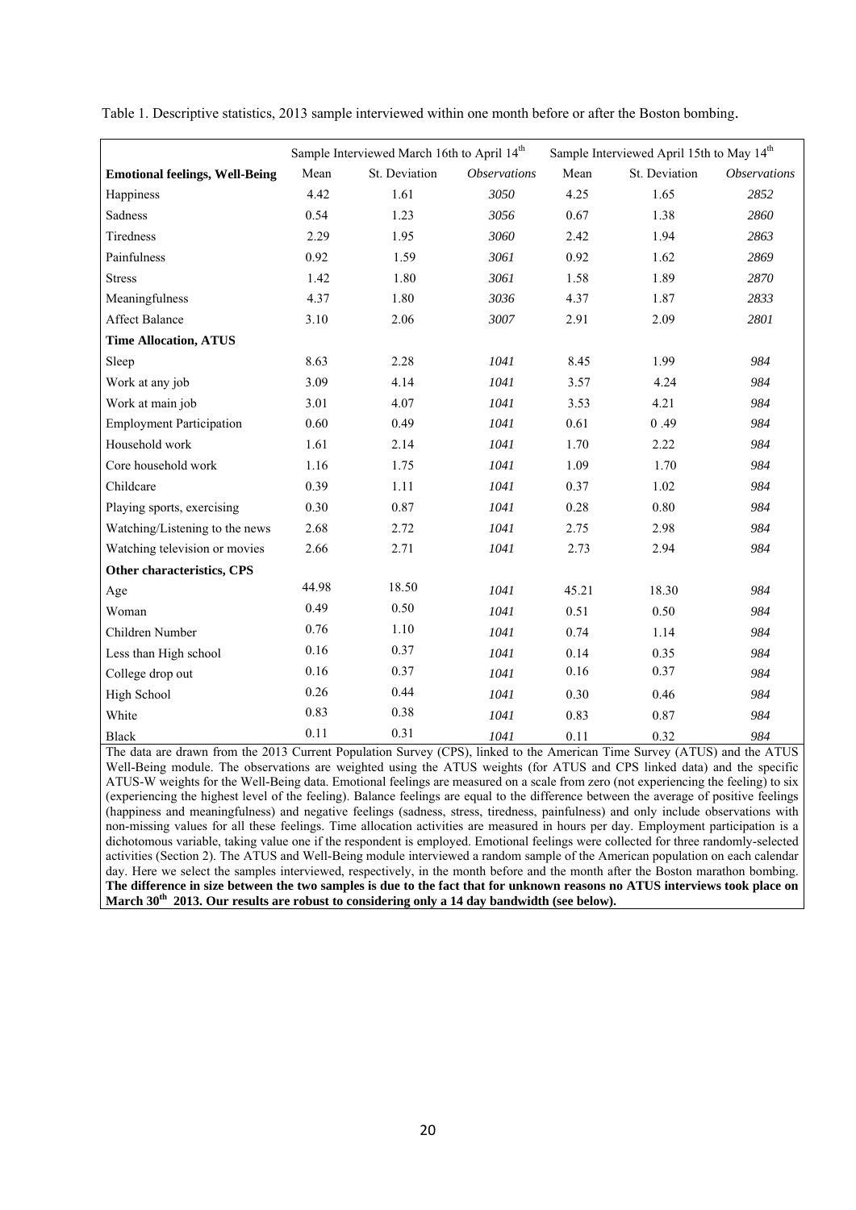Table 1. Descriptive statistics, 2013 sample interviewed within one month before or after the Boston bombing.

| | Sample Interviewed March 16th to April 14th | | | Sample Interviewed April 15th to May 14th | | |
|---|---|---|---|---|---|---|
| **Emotional feelings, Well-Being** | Mean | St. Deviation | *Observations* | Mean | St. Deviation | *Observations* |
| Happiness | 4.42 | 1.61 | *3050* | 4.25 | 1.65 | *2852* |
| Sadness | 0.54 | 1.23 | *3056* | 0.67 | 1.38 | *2860* |
| Tiredness | 2.29 | 1.95 | *3060* | 2.42 | 1.94 | *2863* |
| Painfulness | 0.92 | 1.59 | *3061* | 0.92 | 1.62 | *2869* |
| Stress | 1.42 | 1.80 | *3061* | 1.58 | 1.89 | *2870* |
| Meaningfulness | 4.37 | 1.80 | *3036* | 4.37 | 1.87 | *2833* |
| Affect Balance | 3.10 | 2.06 | *3007* | 2.91 | 2.09 | *2801* |
| **Time Allocation, ATUS** | | | | | | |
| Sleep | 8.63 | 2.28 | *1041* | 8.45 | 1.99 | *984* |
| Work at any job | 3.09 | 4.14 | *1041* | 3.57 | 4.24 | *984* |
| Work at main job | 3.01 | 4.07 | *1041* | 3.53 | 4.21 | *984* |
| Employment Participation | 0.60 | 0.49 | *1041* | 0.61 | 0 .49 | *984* |
| Household work | 1.61 | 2.14 | *1041* | 1.70 | 2.22 | *984* |
| Core household work | 1.16 | 1.75 | *1041* | 1.09 | 1.70 | *984* |
| Childcare | 0.39 | 1.11 | *1041* | 0.37 | 1.02 | *984* |
| Playing sports, exercising | 0.30 | 0.87 | *1041* | 0.28 | 0.80 | *984* |
| Watching/Listening to the news | 2.68 | 2.72 | *1041* | 2.75 | 2.98 | *984* |
| Watching television or movies | 2.66 | 2.71 | *1041* | 2.73 | 2.94 | *984* |
| **Other characteristics, CPS** | | | | | | |
| Age | 44.98 | 18.50 | *1041* | 45.21 | 18.30 | *984* |
| Woman | 0.49 | 0.50 | *1041* | 0.51 | 0.50 | *984* |
| Children Number | 0.76 | 1.10 | *1041* | 0.74 | 1.14 | *984* |
| Less than High school | 0.16 | 0.37 | *1041* | 0.14 | 0.35 | *984* |
| College drop out | 0.16 | 0.37 | *1041* | 0.16 | 0.37 | *984* |
| High School | 0.26 | 0.44 | *1041* | 0.30 | 0.46 | *984* |
| White | 0.83 | 0.38 | *1041* | 0.83 | 0.87 | *984* |
| Black | 0.11 | 0.31 | *1041* | 0.11 | 0.32 | *984* |

The data are drawn from the 2013 Current Population Survey (CPS), linked to the American Time Survey (ATUS) and the ATUS Well-Being module. The observations are weighted using the ATUS weights (for ATUS and CPS linked data) and the specific ATUS-W weights for the Well-Being data. Emotional feelings are measured on a scale from zero (not experiencing the feeling) to six (experiencing the highest level of the feeling). Balance feelings are equal to the difference between the average of positive feelings (happiness and meaningfulness) and negative feelings (sadness, stress, tiredness, painfulness) and only include observations with non-missing values for all these feelings. Time allocation activities are measured in hours per day. Employment participation is a dichotomous variable, taking value one if the respondent is employed. Emotional feelings were collected for three randomly-selected activities (Section 2). The ATUS and Well-Being module interviewed a random sample of the American population on each calendar day. Here we select the samples interviewed, respectively, in the month before and the month after the Boston marathon bombing. **The difference in size between the two samples is due to the fact that for unknown reasons no ATUS interviews took place on March 30th 2013. Our results are robust to considering only a 14 day bandwidth (see below).**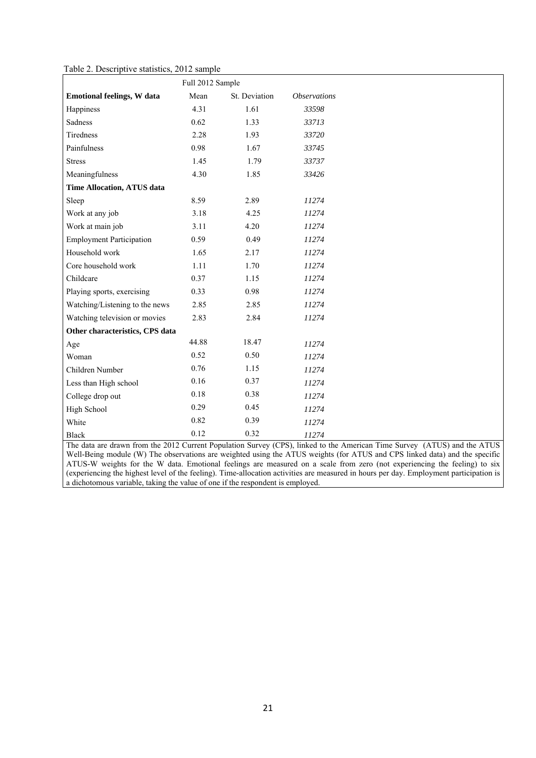Table 2. Descriptive statistics, 2012 sample

| | Full 2012 Sample | | |
|---|---|---|---|
| **Emotional feelings, W data** | Mean | St. Deviation | *Observations* |
| Happiness | 4.31 | 1.61 | *33598* |
| Sadness | 0.62 | 1.33 | *33713* |
| Tiredness | 2.28 | 1.93 | *33720* |
| Painfulness | 0.98 | 1.67 | *33745* |
| Stress | 1.45 | 1.79 | *33737* |
| Meaningfulness | 4.30 | 1.85 | *33426* |
| **Time Allocation, ATUS data** | | | |
| Sleep | 8.59 | 2.89 | *11274* |
| Work at any job | 3.18 | 4.25 | *11274* |
| Work at main job | 3.11 | 4.20 | *11274* |
| Employment Participation | 0.59 | 0.49 | *11274* |
| Household work | 1.65 | 2.17 | *11274* |
| Core household work | 1.11 | 1.70 | *11274* |
| Childcare | 0.37 | 1.15 | *11274* |
| Playing sports, exercising | 0.33 | 0.98 | *11274* |
| Watching/Listening to the news | 2.85 | 2.85 | *11274* |
| Watching television or movies | 2.83 | 2.84 | *11274* |
| **Other characteristics, CPS data** | | | |
| Age | 44.88 | 18.47 | *11274* |
| Woman | 0.52 | 0.50 | *11274* |
| Children Number | 0.76 | 1.15 | *11274* |
| Less than High school | 0.16 | 0.37 | *11274* |
| College drop out | 0.18 | 0.38 | *11274* |
| High School | 0.29 | 0.45 | *11274* |
| White | 0.82 | 0.39 | *11274* |
| Black | 0.12 | 0.32 | *11274* |

The data are drawn from the 2012 Current Population Survey (CPS), linked to the American Time Survey (ATUS) and the ATUS Well-Being module (W) The observations are weighted using the ATUS weights (for ATUS and CPS linked data) and the specific ATUS-W weights for the W data. Emotional feelings are measured on a scale from zero (not experiencing the feeling) to six (experiencing the highest level of the feeling). Time-allocation activities are measured in hours per day. Employment participation is a dichotomous variable, taking the value of one if the respondent is employed.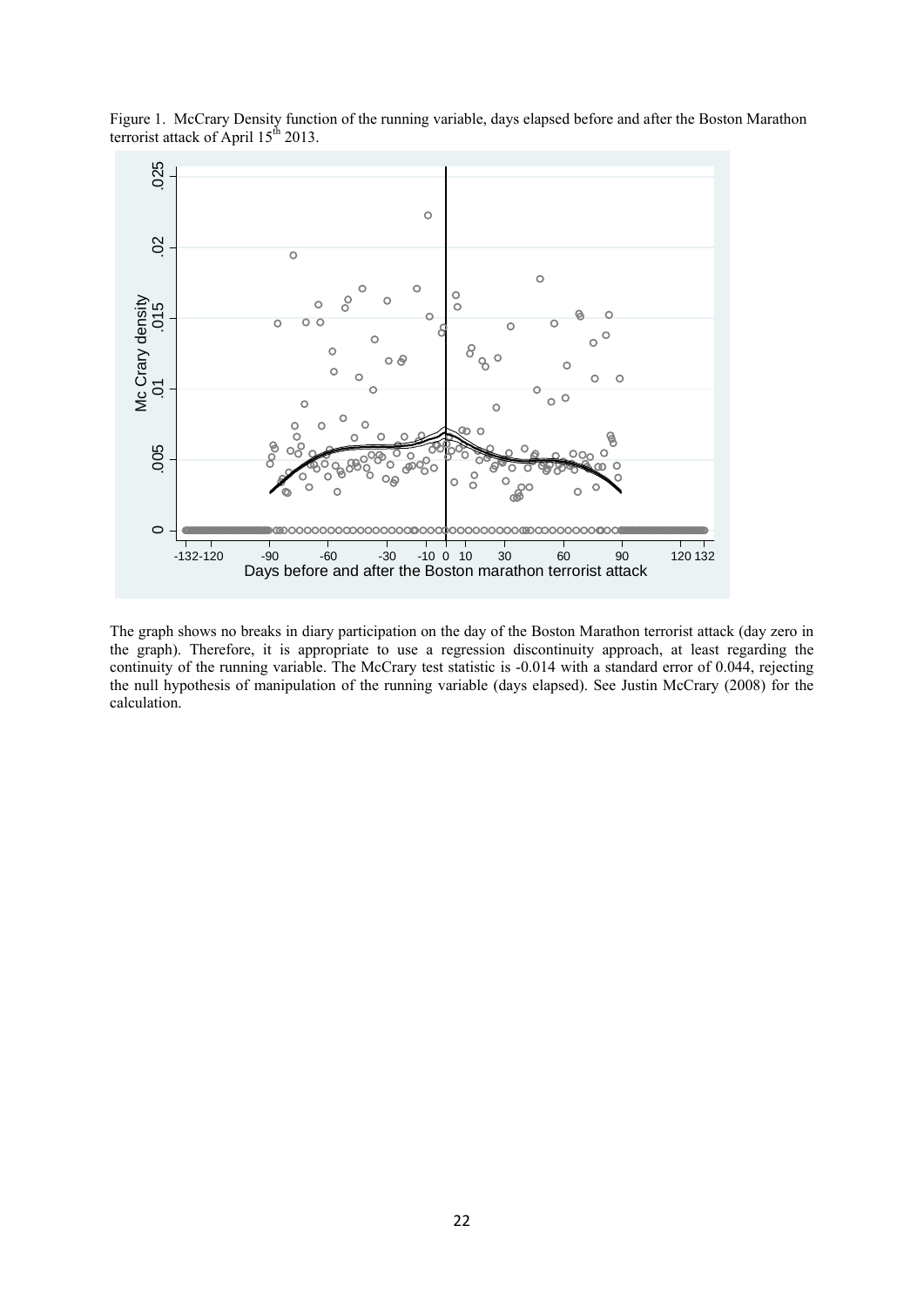Figure 1. McCrary Density function of the running variable, days elapsed before and after the Boston Marathon terrorist attack of April 15th 2013.

The graph shows no breaks in diary participation on the day of the Boston Marathon terrorist attack (day zero in the graph). Therefore, it is appropriate to use a regression discontinuity approach, at least regarding the continuity of the running variable. The McCrary test statistic is -0.014 with a standard error of 0.044, rejecting the null hypothesis of manipulation of the running variable (days elapsed). See Justin McCrary (2008) for the calculation.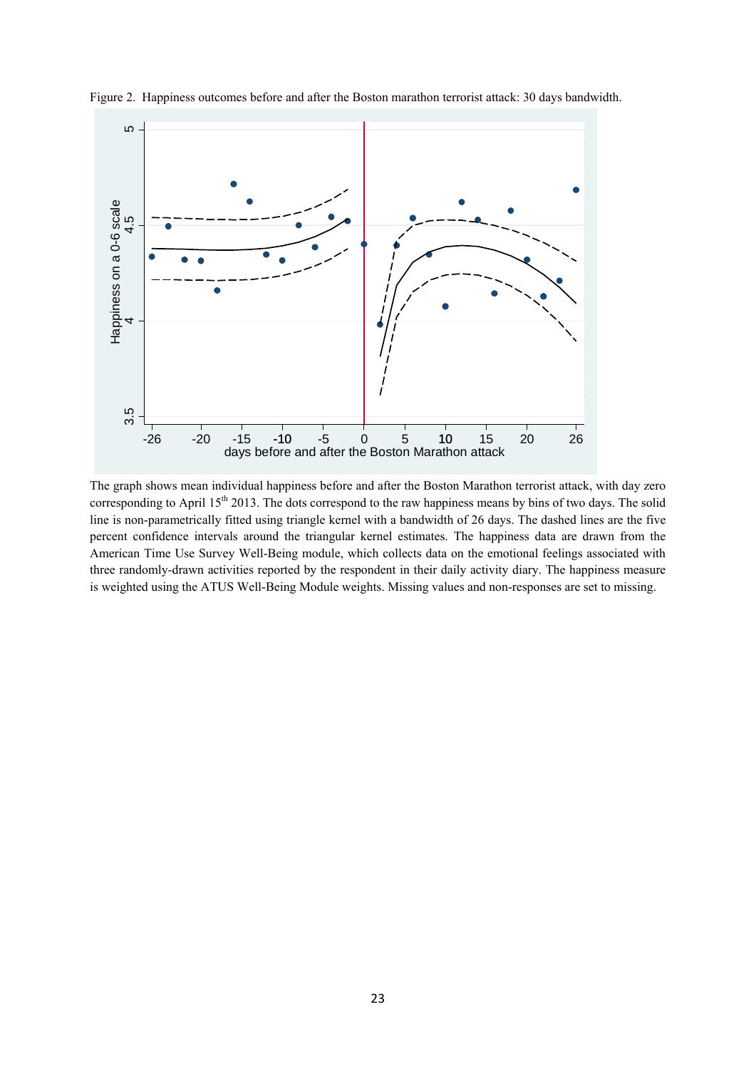Figure 2. Happiness outcomes before and after the Boston marathon terrorist attack: 30 days bandwidth.

The graph shows mean individual happiness before and after the Boston Marathon terrorist attack, with day zero corresponding to April 15th 2013. The dots correspond to the raw happiness means by bins of two days. The solid line is non-parametrically fitted using triangle kernel with a bandwidth of 26 days. The dashed lines are the five percent confidence intervals around the triangular kernel estimates. The happiness data are drawn from the American Time Use Survey Well-Being module, which collects data on the emotional feelings associated with three randomly-drawn activities reported by the respondent in their daily activity diary. The happiness measure is weighted using the ATUS Well-Being Module weights. Missing values and non-responses are set to missing.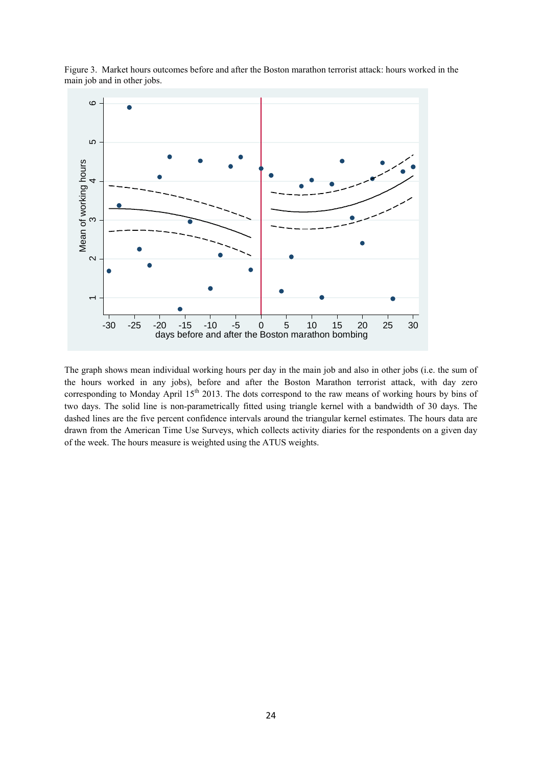Figure 3. Market hours outcomes before and after the Boston marathon terrorist attack: hours worked in the main job and in other jobs.

The graph shows mean individual working hours per day in the main job and also in other jobs (i.e. the sum of the hours worked in any jobs), before and after the Boston Marathon terrorist attack, with day zero corresponding to Monday April 15th 2013. The dots correspond to the raw means of working hours by bins of two days. The solid line is non-parametrically fitted using triangle kernel with a bandwidth of 30 days. The dashed lines are the five percent confidence intervals around the triangular kernel estimates. The hours data are drawn from the American Time Use Surveys, which collects activity diaries for the respondents on a given day of the week. The hours measure is weighted using the ATUS weights.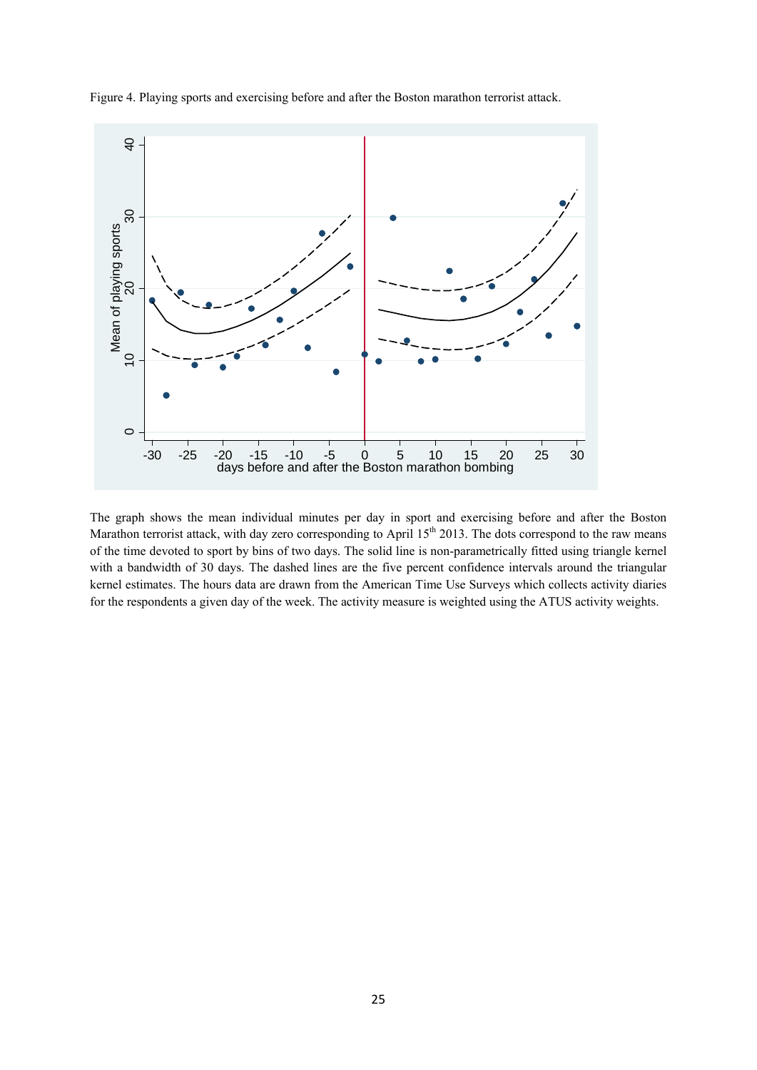Figure 4. Playing sports and exercising before and after the Boston marathon terrorist attack.

The graph shows the mean individual minutes per day in sport and exercising before and after the Boston Marathon terrorist attack, with day zero corresponding to April 15th 2013. The dots correspond to the raw means of the time devoted to sport by bins of two days. The solid line is non-parametrically fitted using triangle kernel with a bandwidth of 30 days. The dashed lines are the five percent confidence intervals around the triangular kernel estimates. The hours data are drawn from the American Time Use Surveys which collects activity diaries for the respondents a given day of the week. The activity measure is weighted using the ATUS activity weights.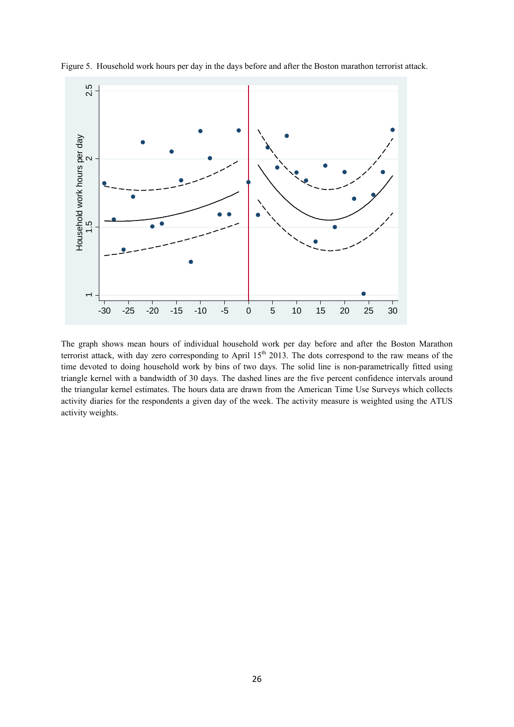Figure 5. Household work hours per day in the days before and after the Boston marathon terrorist attack.

The graph shows mean hours of individual household work per day before and after the Boston Marathon terrorist attack, with day zero corresponding to April 15th 2013. The dots correspond to the raw means of the time devoted to doing household work by bins of two days. The solid line is non-parametrically fitted using triangle kernel with a bandwidth of 30 days. The dashed lines are the five percent confidence intervals around the triangular kernel estimates. The hours data are drawn from the American Time Use Surveys which collects activity diaries for the respondents a given day of the week. The activity measure is weighted using the ATUS activity weights.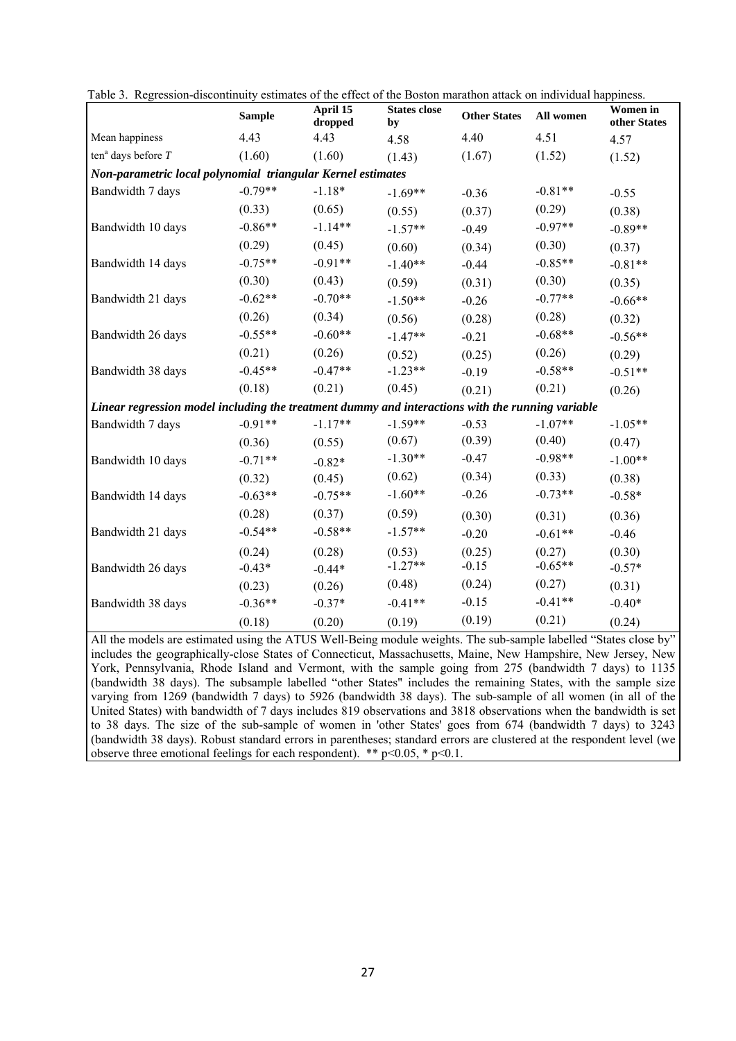Table 3. Regression-discontinuity estimates of the effect of the Boston marathon attack on individual happiness.

| | **Sample** | **April 15 dropped** | **States close by** | **Other States** | **All women** | **Women in other States** |
|---|---|---|---|---|---|---|
| Mean happiness | 4.43 | 4.43 | 4.58 | 4.40 | 4.51 | 4.57 |
| ten[a] days before $T$ | (1.60) | (1.60) | (1.43) | (1.67) | (1.52) | (1.52) |
| ***Non-parametric local polynomial triangular Kernel estimates*** | | | | | | |
| Bandwidth 7 days | -0.79** | -1.18* | -1.69** | -0.36 | -0.81** | -0.55 |
| | (0.33) | (0.65) | (0.55) | (0.37) | (0.29) | (0.38) |
| Bandwidth 10 days | -0.86** | -1.14** | -1.57** | -0.49 | -0.97** | -0.89** |
| | (0.29) | (0.45) | (0.60) | (0.34) | (0.30) | (0.37) |
| Bandwidth 14 days | -0.75** | -0.91** | -1.40** | -0.44 | -0.85** | -0.81** |
| | (0.30) | (0.43) | (0.59) | (0.31) | (0.30) | (0.35) |
| Bandwidth 21 days | -0.62** | -0.70** | -1.50** | -0.26 | -0.77** | -0.66** |
| | (0.26) | (0.34) | (0.56) | (0.28) | (0.28) | (0.32) |
| Bandwidth 26 days | -0.55** | -0.60** | -1.47** | -0.21 | -0.68** | -0.56** |
| | (0.21) | (0.26) | (0.52) | (0.25) | (0.26) | (0.29) |
| Bandwidth 38 days | -0.45** | -0.47** | -1.23** | -0.19 | -0.58** | -0.51** |
| | (0.18) | (0.21) | (0.45) | (0.21) | (0.21) | (0.26) |
| ***Linear regression model including the treatment dummy and interactions with the running variable*** | | | | | | |
| Bandwidth 7 days | -0.91** | -1.17** | -1.59** | -0.53 | -1.07** | -1.05** |
| | (0.36) | (0.55) | (0.67) | (0.39) | (0.40) | (0.47) |
| Bandwidth 10 days | -0.71** | -0.82* | -1.30** | -0.47 | -0.98** | -1.00** |
| | (0.32) | (0.45) | (0.62) | (0.34) | (0.33) | (0.38) |
| Bandwidth 14 days | -0.63** | -0.75** | -1.60** | -0.26 | -0.73** | -0.58* |
| | (0.28) | (0.37) | (0.59) | (0.30) | (0.31) | (0.36) |
| Bandwidth 21 days | -0.54** | -0.58** | -1.57** | -0.20 | -0.61** | -0.46 |
| | (0.24) | (0.28) | (0.53) | (0.25) | (0.27) | (0.30) |
| Bandwidth 26 days | -0.43* | -0.44* | -1.27** | -0.15 | -0.65** | -0.57* |
| | (0.23) | (0.26) | (0.48) | (0.24) | (0.27) | (0.31) |
| Bandwidth 38 days | -0.36** | -0.37* | -0.41** | -0.15 | -0.41** | -0.40* |
| | (0.18) | (0.20) | (0.19) | (0.19) | (0.21) | (0.24) |

All the models are estimated using the ATUS Well-Being module weights. The sub-sample labelled "States close by" includes the geographically-close States of Connecticut, Massachusetts, Maine, New Hampshire, New Jersey, New York, Pennsylvania, Rhode Island and Vermont, with the sample going from 275 (bandwidth 7 days) to 1135 (bandwidth 38 days). The subsample labelled "other States" includes the remaining States, with the sample size varying from 1269 (bandwidth 7 days) to 5926 (bandwidth 38 days). The sub-sample of all women (in all of the United States) with bandwidth of 7 days includes 819 observations and 3818 observations when the bandwidth is set to 38 days. The size of the sub-sample of women in 'other States' goes from 674 (bandwidth 7 days) to 3243 (bandwidth 38 days). Robust standard errors in parentheses; standard errors are clustered at the respondent level (we observe three emotional feelings for each respondent). ** p<0.05, * p<0.1.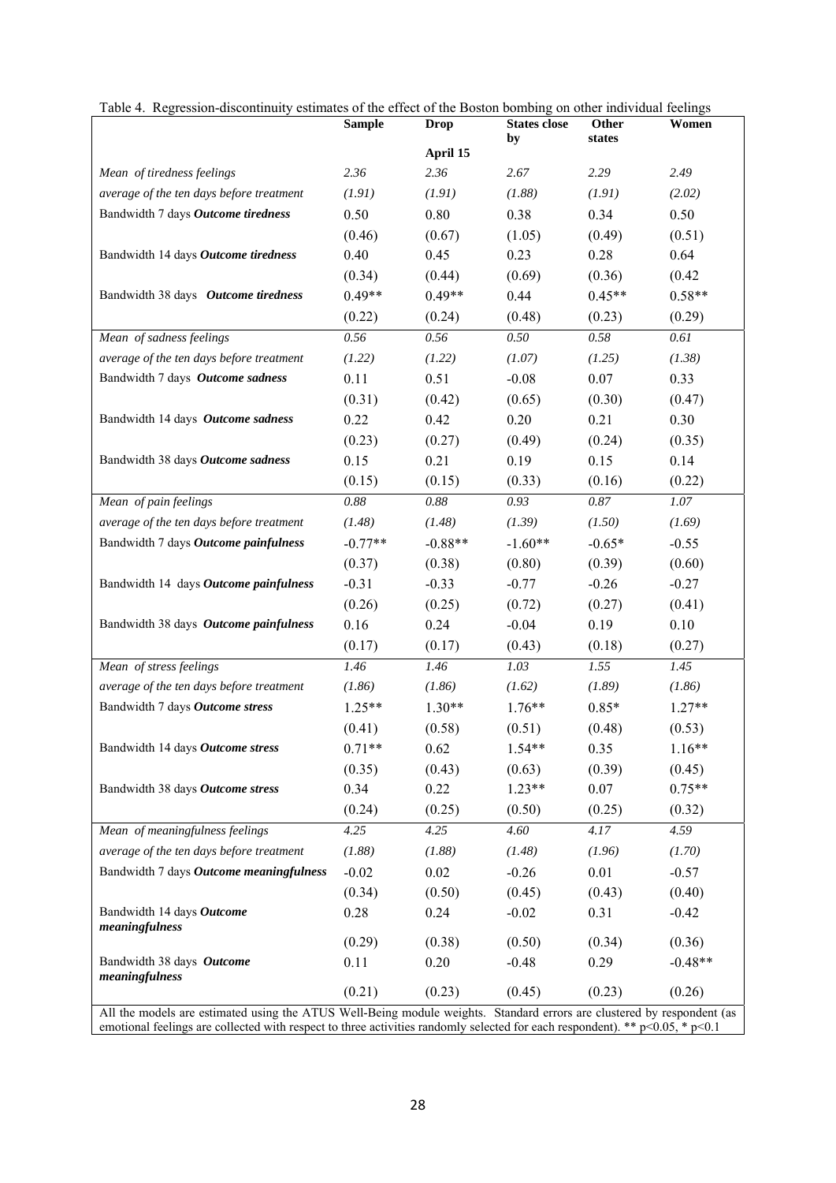Table 4. Regression-discontinuity estimates of the effect of the Boston bombing on other individual feelings

| | Sample | Drop April 15 | States close by | Other states | Women |
|---|---|---|---|---|---|
| *Mean of tiredness feelings* | *2.36* | *2.36* | *2.67* | *2.29* | *2.49* |
| *average of the ten days before treatment* | *(1.91)* | *(1.91)* | *(1.88)* | *(1.91)* | *(2.02)* |
| Bandwidth 7 days ***Outcome tiredness*** | 0.50 | 0.80 | 0.38 | 0.34 | 0.50 |
| | (0.46) | (0.67) | (1.05) | (0.49) | (0.51) |
| Bandwidth 14 days ***Outcome tiredness*** | 0.40 | 0.45 | 0.23 | 0.28 | 0.64 |
| | (0.34) | (0.44) | (0.69) | (0.36) | (0.42 |
| Bandwidth 38 days ***Outcome tiredness*** | 0.49** | 0.49** | 0.44 | 0.45** | 0.58** |
| | (0.22) | (0.24) | (0.48) | (0.23) | (0.29) |
| *Mean of sadness feelings* | *0.56* | *0.56* | *0.50* | *0.58* | *0.61* |
| *average of the ten days before treatment* | *(1.22)* | *(1.22)* | *(1.07)* | *(1.25)* | *(1.38)* |
| Bandwidth 7 days ***Outcome sadness*** | 0.11 | 0.51 | -0.08 | 0.07 | 0.33 |
| | (0.31) | (0.42) | (0.65) | (0.30) | (0.47) |
| Bandwidth 14 days ***Outcome sadness*** | 0.22 | 0.42 | 0.20 | 0.21 | 0.30 |
| | (0.23) | (0.27) | (0.49) | (0.24) | (0.35) |
| Bandwidth 38 days ***Outcome sadness*** | 0.15 | 0.21 | 0.19 | 0.15 | 0.14 |
| | (0.15) | (0.15) | (0.33) | (0.16) | (0.22) |
| *Mean of pain feelings* | *0.88* | *0.88* | *0.93* | *0.87* | *1.07* |
| *average of the ten days before treatment* | *(1.48)* | *(1.48)* | *(1.39)* | *(1.50)* | *(1.69)* |
| Bandwidth 7 days ***Outcome painfulness*** | -0.77** | -0.88** | -1.60** | -0.65* | -0.55 |
| | (0.37) | (0.38) | (0.80) | (0.39) | (0.60) |
| Bandwidth 14 days ***Outcome painfulness*** | -0.31 | -0.33 | -0.77 | -0.26 | -0.27 |
| | (0.26) | (0.25) | (0.72) | (0.27) | (0.41) |
| Bandwidth 38 days ***Outcome painfulness*** | 0.16 | 0.24 | -0.04 | 0.19 | 0.10 |
| | (0.17) | (0.17) | (0.43) | (0.18) | (0.27) |
| *Mean of stress feelings* | *1.46* | *1.46* | *1.03* | *1.55* | *1.45* |
| *average of the ten days before treatment* | *(1.86)* | *(1.86)* | *(1.62)* | *(1.89)* | *(1.86)* |
| Bandwidth 7 days ***Outcome stress*** | 1.25** | 1.30** | 1.76** | 0.85* | 1.27** |
| | (0.41) | (0.58) | (0.51) | (0.48) | (0.53) |
| Bandwidth 14 days ***Outcome stress*** | 0.71** | 0.62 | 1.54** | 0.35 | 1.16** |
| | (0.35) | (0.43) | (0.63) | (0.39) | (0.45) |
| Bandwidth 38 days ***Outcome stress*** | 0.34 | 0.22 | 1.23** | 0.07 | 0.75** |
| | (0.24) | (0.25) | (0.50) | (0.25) | (0.32) |
| *Mean of meaningfulness feelings* | *4.25* | *4.25* | *4.60* | *4.17* | *4.59* |
| *average of the ten days before treatment* | *(1.88)* | *(1.88)* | *(1.48)* | *(1.96)* | *(1.70)* |
| Bandwidth 7 days ***Outcome meaningfulness*** | -0.02 | 0.02 | -0.26 | 0.01 | -0.57 |
| | (0.34) | (0.50) | (0.45) | (0.43) | (0.40) |
| Bandwidth 14 days ***Outcome meaningfulness*** | 0.28 | 0.24 | -0.02 | 0.31 | -0.42 |
| | (0.29) | (0.38) | (0.50) | (0.34) | (0.36) |
| Bandwidth 38 days ***Outcome meaningfulness*** | 0.11 | 0.20 | -0.48 | 0.29 | -0.48** |
| | (0.21) | (0.23) | (0.45) | (0.23) | (0.26) |

All the models are estimated using the ATUS Well-Being module weights. Standard errors are clustered by respondent (as emotional feelings are collected with respect to three activities randomly selected for each respondent). ** $p<0.05$, * $p<0.1$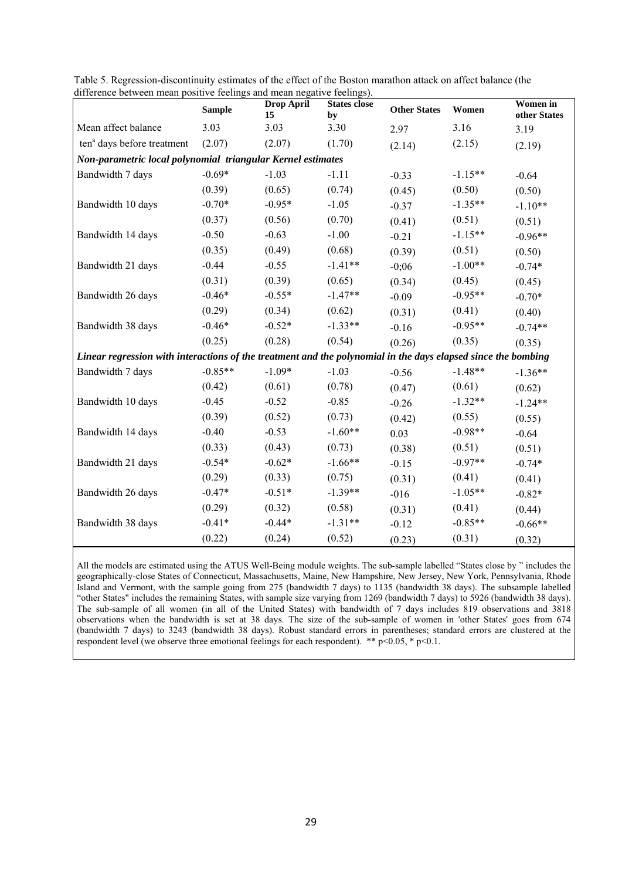Table 5. Regression-discontinuity estimates of the effect of the Boston marathon attack on affect balance (the difference between mean positive feelings and mean negative feelings).

| | Sample | Drop April 15 | States close by | Other States | Women | Women in other States |
|---|---|---|---|---|---|---|
| Mean affect balance | 3.03 | 3.03 | 3.30 | 2.97 | 3.16 | 3.19 |
| ten[a] days before treatment | (2.07) | (2.07) | (1.70) | (2.14) | (2.15) | (2.19) |
| ***Non-parametric local polynomial triangular Kernel estimates*** | | | | | | |
| Bandwidth 7 days | -0.69* | -1.03 | -1.11 | -0.33 | -1.15** | -0.64 |
| | (0.39) | (0.65) | (0.74) | (0.45) | (0.50) | (0.50) |
| Bandwidth 10 days | -0.70* | -0.95* | -1.05 | -0.37 | -1.35** | -1.10** |
| | (0.37) | (0.56) | (0.70) | (0.41) | (0.51) | (0.51) |
| Bandwidth 14 days | -0.50 | -0.63 | -1.00 | -0.21 | -1.15** | -0.96** |
| | (0.35) | (0.49) | (0.68) | (0.39) | (0.51) | (0.50) |
| Bandwidth 21 days | -0.44 | -0.55 | -1.41** | -0;06 | -1.00** | -0.74* |
| | (0.31) | (0.39) | (0.65) | (0.34) | (0.45) | (0.45) |
| Bandwidth 26 days | -0.46* | -0.55* | -1.47** | -0.09 | -0.95** | -0.70* |
| | (0.29) | (0.34) | (0.62) | (0.31) | (0.41) | (0.40) |
| Bandwidth 38 days | -0.46* | -0.52* | -1.33** | -0.16 | -0.95** | -0.74** |
| | (0.25) | (0.28) | (0.54) | (0.26) | (0.35) | (0.35) |
| ***Linear regression with interactions of the treatment and the polynomial in the days elapsed since the bombing*** | | | | | | |
| Bandwidth 7 days | -0.85** | -1.09* | -1.03 | -0.56 | -1.48** | -1.36** |
| | (0.42) | (0.61) | (0.78) | (0.47) | (0.61) | (0.62) |
| Bandwidth 10 days | -0.45 | -0.52 | -0.85 | -0.26 | -1.32** | -1.24** |
| | (0.39) | (0.52) | (0.73) | (0.42) | (0.55) | (0.55) |
| Bandwidth 14 days | -0.40 | -0.53 | -1.60** | 0.03 | -0.98** | -0.64 |
| | (0.33) | (0.43) | (0.73) | (0.38) | (0.51) | (0.51) |
| Bandwidth 21 days | -0.54* | -0.62* | -1.66** | -0.15 | -0.97** | -0.74* |
| | (0.29) | (0.33) | (0.75) | (0.31) | (0.41) | (0.41) |
| Bandwidth 26 days | -0.47* | -0.51* | -1.39** | -016 | -1.05** | -0.82* |
| | (0.29) | (0.32) | (0.58) | (0.31) | (0.41) | (0.44) |
| Bandwidth 38 days | -0.41* | -0.44* | -1.31** | -0.12 | -0.85** | -0.66** |
| | (0.22) | (0.24) | (0.52) | (0.23) | (0.31) | (0.32) |

All the models are estimated using the ATUS Well-Being module weights. The sub-sample labelled "States close by " includes the geographically-close States of Connecticut, Massachusetts, Maine, New Hampshire, New Jersey, New York, Pennsylvania, Rhode Island and Vermont, with the sample going from 275 (bandwidth 7 days) to 1135 (bandwidth 38 days). The subsample labelled "other States" includes the remaining States, with sample size varying from 1269 (bandwidth 7 days) to 5926 (bandwidth 38 days). The sub-sample of all women (in all of the United States) with bandwidth of 7 days includes 819 observations and 3818 observations when the bandwidth is set at 38 days. The size of the sub-sample of women in 'other States' goes from 674 (bandwidth 7 days) to 3243 (bandwidth 38 days). Robust standard errors in parentheses; standard errors are clustered at the respondent level (we observe three emotional feelings for each respondent). ** $p<0.05$, * $p<0.1$.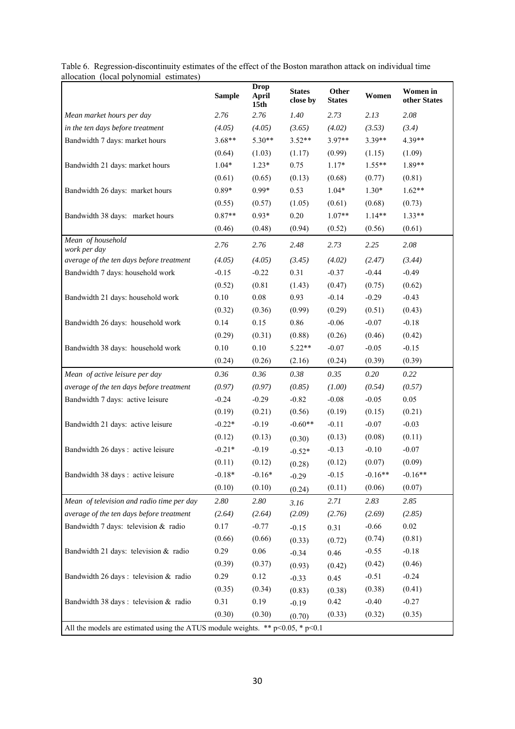Table 6. Regression-discontinuity estimates of the effect of the Boston marathon attack on individual time allocation (local polynomial estimates)

| | Sample | Drop April 15th | States close by | Other States | Women | Women in other States |
|---|---|---|---|---|---|---|
| *Mean market hours per day* | *2.76* | *2.76* | *1.40* | *2.73* | *2.13* | *2.08* |
| *in the ten days before treatment* | *(4.05)* | *(4.05)* | *(3.65)* | *(4.02)* | *(3.53)* | *(3.4)* |
| Bandwidth 7 days: market hours | 3.68** | 5.30** | 3.52** | 3.97** | 3.39** | 4.39** |
| | (0.64) | (1.03) | (1.17) | (0.99) | (1.15) | (1.09) |
| Bandwidth 21 days: market hours | 1.04* | 1.23* | 0.75 | 1.17* | 1.55** | 1.89** |
| | (0.61) | (0.65) | (0.13) | (0.68) | (0.77) | (0.81) |
| Bandwidth 26 days: market hours | 0.89* | 0.99* | 0.53 | 1.04* | 1.30* | 1.62** |
| | (0.55) | (0.57) | (1.05) | (0.61) | (0.68) | (0.73) |
| Bandwidth 38 days: market hours | 0.87** | 0.93* | 0.20 | 1.07** | 1.14** | 1.33** |
| | (0.46) | (0.48) | (0.94) | (0.52) | (0.56) | (0.61) |
| *Mean of household work per day* | *2.76* | *2.76* | *2.48* | *2.73* | *2.25* | *2.08* |
| *average of the ten days before treatment* | *(4.05)* | *(4.05)* | *(3.45)* | *(4.02)* | *(2.47)* | *(3.44)* |
| Bandwidth 7 days: household work | -0.15 | -0.22 | 0.31 | -0.37 | -0.44 | -0.49 |
| | (0.52) | (0.81 | (1.43) | (0.47) | (0.75) | (0.62) |
| Bandwidth 21 days: household work | 0.10 | 0.08 | 0.93 | -0.14 | -0.29 | -0.43 |
| | (0.32) | (0.36) | (0.99) | (0.29) | (0.51) | (0.43) |
| Bandwidth 26 days: household work | 0.14 | 0.15 | 0.86 | -0.06 | -0.07 | -0.18 |
| | (0.29) | (0.31) | (0.88) | (0.26) | (0.46) | (0.42) |
| Bandwidth 38 days: household work | 0.10 | 0.10 | 5.22** | -0.07 | -0.05 | -0.15 |
| | (0.24) | (0.26) | (2.16) | (0.24) | (0.39) | (0.39) |
| *Mean of active leisure per day* | *0.36* | *0.36* | *0.38* | *0.35* | *0.20* | *0.22* |
| *average of the ten days before treatment* | *(0.97)* | *(0.97)* | *(0.85)* | *(1.00)* | *(0.54)* | *(0.57)* |
| Bandwidth 7 days: active leisure | -0.24 | -0.29 | -0.82 | -0.08 | -0.05 | 0.05 |
| | (0.19) | (0.21) | (0.56) | (0.19) | (0.15) | (0.21) |
| Bandwidth 21 days: active leisure | -0.22* | -0.19 | -0.60** | -0.11 | -0.07 | -0.03 |
| | (0.12) | (0.13) | (0.30) | (0.13) | (0.08) | (0.11) |
| Bandwidth 26 days : active leisure | -0.21* | -0.19 | -0.52* | -0.13 | -0.10 | -0.07 |
| | (0.11) | (0.12) | (0.28) | (0.12) | (0.07) | (0.09) |
| Bandwidth 38 days : active leisure | -0.18* | -0.16* | -0.29 | -0.15 | -0.16** | -0.16** |
| | (0.10) | (0.10) | (0.24) | (0.11) | (0.06) | (0.07) |
| *Mean of television and radio time per day* | *2.80* | *2.80* | *3.16* | *2.71* | *2.83* | *2.85* |
| *average of the ten days before treatment* | *(2.64)* | *(2.64)* | *(2.09)* | *(2.76)* | *(2.69)* | *(2.85)* |
| Bandwidth 7 days: television & radio | 0.17 | -0.77 | -0.15 | 0.31 | -0.66 | 0.02 |
| | (0.66) | (0.66) | (0.33) | (0.72) | (0.74) | (0.81) |
| Bandwidth 21 days: television & radio | 0.29 | 0.06 | -0.34 | 0.46 | -0.55 | -0.18 |
| | (0.39) | (0.37) | (0.93) | (0.42) | (0.42) | (0.46) |
| Bandwidth 26 days : television & radio | 0.29 | 0.12 | -0.33 | 0.45 | -0.51 | -0.24 |
| | (0.35) | (0.34) | (0.83) | (0.38) | (0.38) | (0.41) |
| Bandwidth 38 days : television & radio | 0.31 | 0.19 | -0.19 | 0.42 | -0.40 | -0.27 |
| | (0.30) | (0.30) | (0.70) | (0.33) | (0.32) | (0.35) |

All the models are estimated using the ATUS module weights. ** $p<0.05$, * $p<0.1$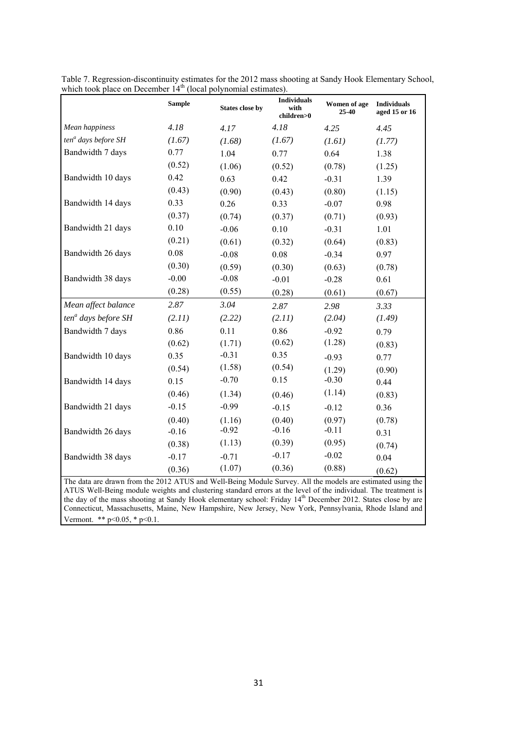Table 7. Regression-discontinuity estimates for the 2012 mass shooting at Sandy Hook Elementary School, which took place on December 14th (local polynomial estimates).

| | **Sample** | **States close by** | **Individuals with children>0** | **Women of age 25-40** | **Individuals aged 15 or 16** |
|---|---|---|---|---|---|
| *Mean happiness* | *4.18* | *4.17* | *4.18* | *4.25* | *4.45* |
| *ten[a] days before SH* | *(1.67)* | *(1.68)* | *(1.67)* | *(1.61)* | *(1.77)* |
| Bandwidth 7 days | 0.77 | 1.04 | 0.77 | 0.64 | 1.38 |
| | (0.52) | (1.06) | (0.52) | (0.78) | (1.25) |
| Bandwidth 10 days | 0.42 | 0.63 | 0.42 | -0.31 | 1.39 |
| | (0.43) | (0.90) | (0.43) | (0.80) | (1.15) |
| Bandwidth 14 days | 0.33 | 0.26 | 0.33 | -0.07 | 0.98 |
| | (0.37) | (0.74) | (0.37) | (0.71) | (0.93) |
| Bandwidth 21 days | 0.10 | -0.06 | 0.10 | -0.31 | 1.01 |
| | (0.21) | (0.61) | (0.32) | (0.64) | (0.83) |
| Bandwidth 26 days | 0.08 | -0.08 | 0.08 | -0.34 | 0.97 |
| | (0.30) | (0.59) | (0.30) | (0.63) | (0.78) |
| Bandwidth 38 days | -0.00 | -0.08 | -0.01 | -0.28 | 0.61 |
| | (0.28) | (0.55) | (0.28) | (0.61) | (0.67) |
| *Mean affect balance* | *2.87* | *3.04* | *2.87* | *2.98* | *3.33* |
| *ten[a] days before SH* | *(2.11)* | *(2.22)* | *(2.11)* | *(2.04)* | *(1.49)* |
| Bandwidth 7 days | 0.86 | 0.11 | 0.86 | -0.92 | 0.79 |
| | (0.62) | (1.71) | (0.62) | (1.28) | (0.83) |
| Bandwidth 10 days | 0.35 | -0.31 | 0.35 | -0.93 | 0.77 |
| | (0.54) | (1.58) | (0.54) | (1.29) | (0.90) |
| Bandwidth 14 days | 0.15 | -0.70 | 0.15 | -0.30 | 0.44 |
| | (0.46) | (1.34) | (0.46) | (1.14) | (0.83) |
| Bandwidth 21 days | -0.15 | -0.99 | -0.15 | -0.12 | 0.36 |
| | (0.40) | (1.16) | (0.40) | (0.97) | (0.78) |
| Bandwidth 26 days | -0.16 | -0.92 | -0.16 | -0.11 | 0.31 |
| | (0.38) | (1.13) | (0.39) | (0.95) | (0.74) |
| Bandwidth 38 days | -0.17 | -0.71 | -0.17 | -0.02 | 0.04 |
| | (0.36) | (1.07) | (0.36) | (0.88) | (0.62) |

The data are drawn from the 2012 ATUS and Well-Being Module Survey. All the models are estimated using the ATUS Well-Being module weights and clustering standard errors at the level of the individual. The treatment is the day of the mass shooting at Sandy Hook elementary school: Friday 14th December 2012. States close by are Connecticut, Massachusetts, Maine, New Hampshire, New Jersey, New York, Pennsylvania, Rhode Island and Vermont. ** $p<0.05$, * $p<0.1$.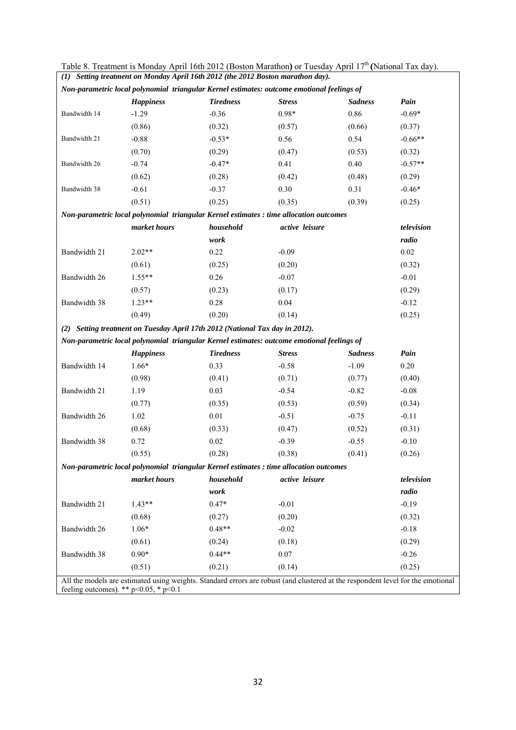Table 8. Treatment is Monday April 16th 2012 (Boston Marathon) or Tuesday April 17th (National Tax day).

***(1) Setting treatment on Monday April 16th 2012 (the 2012 Boston marathon day).***

***Non-parametric local polynomial triangular Kernel estimates: outcome emotional feelings of***

| | *Happiness* | *Tiredness* | *Stress* | *Sadness* | *Pain* |
|---|---|---|---|---|---|
| Bandwidth 14 | -1.29 | -0.36 | 0.98* | 0.86 | -0.69* |
| | (0.86) | (0.32) | (0.57) | (0.66) | (0.37) |
| Bandwidth 21 | -0.88 | -0.53* | 0.56 | 0.54 | -0.66** |
| | (0.70) | (0.29) | (0.47) | (0.53) | (0.32) |
| Bandwidth 26 | -0.74 | -0.47* | 0.41 | 0.40 | -0.57** |
| | (0.62) | (0.28) | (0.42) | (0.48) | (0.29) |
| Bandwidth 38 | -0.61 | -0.37 | 0.30 | 0.31 | -0.46* |
| | (0.51) | (0.25) | (0.35) | (0.39) | (0.25) |

***Non-parametric local polynomial triangular Kernel estimates : time allocation outcomes***

| | *market hours* | *household work* | *active leisure* | *television radio* |
|---|---|---|---|---|
| Bandwidth 21 | 2.02** | 0.22 | -0.09 | 0.02 |
| | (0.61) | (0.25) | (0.20) | (0.32) |
| Bandwidth 26 | 1.55** | 0.26 | -0.07 | -0.01 |
| | (0.57) | (0.23) | (0.17) | (0.29) |
| Bandwidth 38 | 1.23** | 0.28 | 0.04 | -0.12 |
| | (0.49) | (0.20) | (0.14) | (0.25) |

***(2) Setting treatment on Tuesday April 17th 2012 (National Tax day in 2012).***

***Non-parametric local polynomial triangular Kernel estimates: outcome emotional feelings of***

| | *Happiness* | *Tiredness* | *Stress* | *Sadness* | *Pain* |
|---|---|---|---|---|---|
| Bandwidth 14 | 1.66* | 0.33 | -0.58 | -1.09 | 0.20 |
| | (0.98) | (0.41) | (0.71) | (0.77) | (0.40) |
| Bandwidth 21 | 1.19 | 0.03 | -0.54 | -0.82 | -0.08 |
| | (0.77) | (0.35) | (0.53) | (0.59) | (0.34) |
| Bandwidth 26 | 1.02 | 0.01 | -0.51 | -0.75 | -0.11 |
| | (0.68) | (0.33) | (0.47) | (0.52) | (0.31) |
| Bandwidth 38 | 0.72 | 0.02 | -0.39 | -0.55 | -0.10 |
| | (0.55) | (0.28) | (0.38) | (0.41) | (0.26) |

***Non-parametric local polynomial triangular Kernel estimates : time allocation outcomes***

| | *market hours* | *household work* | *active leisure* | *television radio* |
|---|---|---|---|---|
| Bandwidth 21 | 1.43** | 0.47* | -0.01 | -0.19 |
| | (0.68) | (0.27) | (0.20) | (0.32) |
| Bandwidth 26 | 1.06* | 0.48** | -0.02 | -0.18 |
| | (0.61) | (0.24) | (0.18) | (0.29) |
| Bandwidth 38 | 0.90* | 0.44** | 0.07 | -0.26 |
| | (0.51) | (0.21) | (0.14) | (0.25) |

All the models are estimated using weights. Standard errors are robust (and clustered at the respondent level for the emotional feeling outcomes). ** $p<0.05$, * $p<0.1$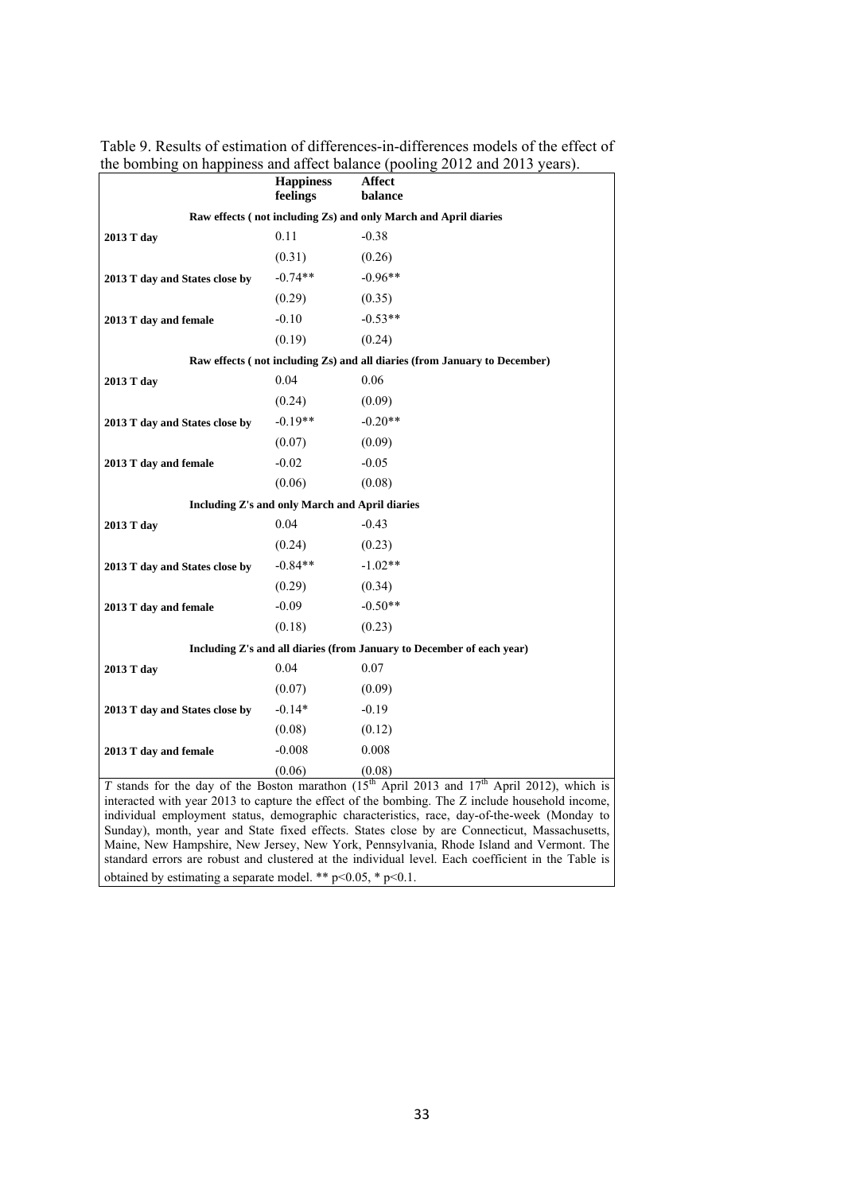Table 9. Results of estimation of differences-in-differences models of the effect of the bombing on happiness and affect balance (pooling 2012 and 2013 years).

| | Happiness feelings | Affect balance |
|---|---|---|
| **Raw effects ( not including Zs) and only March and April diaries** | | |
| **2013 T day** | 0.11 | -0.38 |
| | (0.31) | (0.26) |
| **2013 T day and States close by** | -0.74** | -0.96** |
| | (0.29) | (0.35) |
| **2013 T day and female** | -0.10 | -0.53** |
| | (0.19) | (0.24) |
| **Raw effects ( not including Zs) and all diaries (from January to December)** | | |
| **2013 T day** | 0.04 | 0.06 |
| | (0.24) | (0.09) |
| **2013 T day and States close by** | -0.19** | -0.20** |
| | (0.07) | (0.09) |
| **2013 T day and female** | -0.02 | -0.05 |
| | (0.06) | (0.08) |
| **Including Z's and only March and April diaries** | | |
| **2013 T day** | 0.04 | -0.43 |
| | (0.24) | (0.23) |
| **2013 T day and States close by** | -0.84** | -1.02** |
| | (0.29) | (0.34) |
| **2013 T day and female** | -0.09 | -0.50** |
| | (0.18) | (0.23) |
| **Including Z's and all diaries (from January to December of each year)** | | |
| **2013 T day** | 0.04 | 0.07 |
| | (0.07) | (0.09) |
| **2013 T day and States close by** | -0.14* | -0.19 |
| | (0.08) | (0.12) |
| **2013 T day and female** | -0.008 | 0.008 |
| | (0.06) | (0.08) |

*T* stands for the day of the Boston marathon (15th April 2013 and 17th April 2012), which is interacted with year 2013 to capture the effect of the bombing. The Z include household income, individual employment status, demographic characteristics, race, day-of-the-week (Monday to Sunday), month, year and State fixed effects. States close by are Connecticut, Massachusetts, Maine, New Hampshire, New Jersey, New York, Pennsylvania, Rhode Island and Vermont. The standard errors are robust and clustered at the individual level. Each coefficient in the Table is obtained by estimating a separate model. ** $p<0.05$, * $p<0.1$.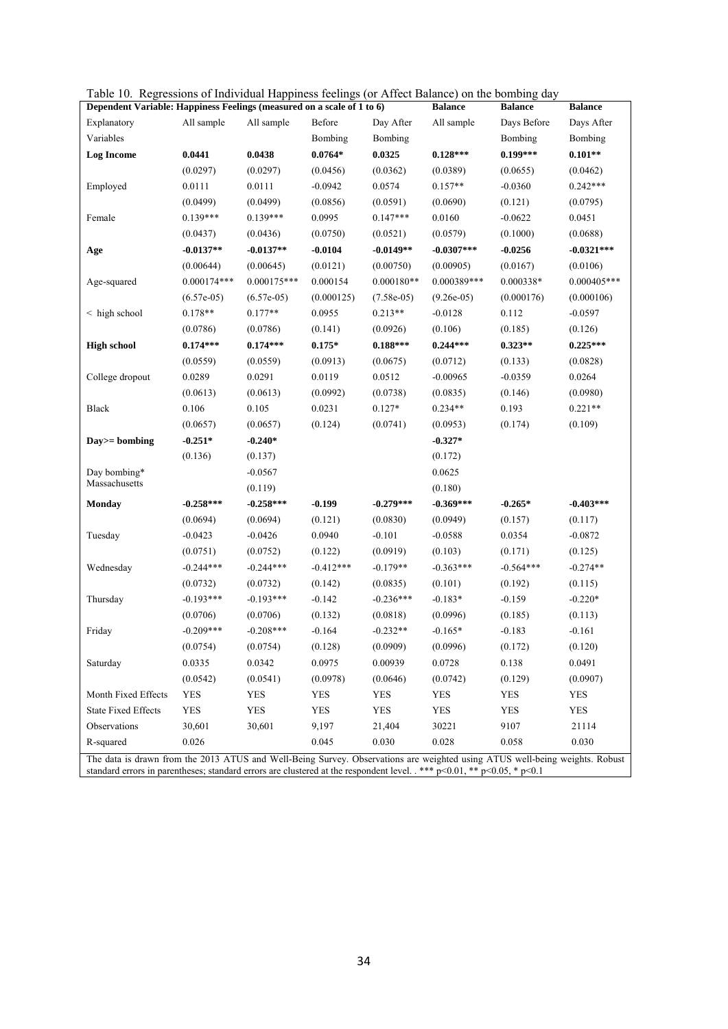Table 10. Regressions of Individual Happiness feelings (or Affect Balance) on the bombing day

| Dependent Variable: Happiness Feelings (measured on a scale of 1 to 6) | | | | | Balance | Balance | Balance |
|---|---|---|---|---|---|---|---|
| Explanatory Variables | All sample | All sample | Before Bombing | Day After Bombing | All sample | Days Before Bombing | Days After Bombing |
| **Log Income** | **0.0441** | **0.0438** | **0.0764*** | **0.0325** | **0.128***** | **0.199***** | **0.101**** |
| | (0.0297) | (0.0297) | (0.0456) | (0.0362) | (0.0389) | (0.0655) | (0.0462) |
| Employed | 0.0111 | 0.0111 | -0.0942 | 0.0574 | 0.157** | -0.0360 | 0.242*** |
| | (0.0499) | (0.0499) | (0.0856) | (0.0591) | (0.0690) | (0.121) | (0.0795) |
| Female | 0.139*** | 0.139*** | 0.0995 | 0.147*** | 0.0160 | -0.0622 | 0.0451 |
| | (0.0437) | (0.0436) | (0.0750) | (0.0521) | (0.0579) | (0.1000) | (0.0688) |
| **Age** | **-0.0137**** | **-0.0137**** | **-0.0104** | **-0.0149**** | **-0.0307***** | **-0.0256** | **-0.0321***** |
| | (0.00644) | (0.00645) | (0.0121) | (0.00750) | (0.00905) | (0.0167) | (0.0106) |
| Age-squared | 0.000174*** | 0.000175*** | 0.000154 | 0.000180** | 0.000389*** | 0.000338* | 0.000405*** |
| | (6.57e-05) | (6.57e-05) | (0.000125) | (7.58e-05) | (9.26e-05) | (0.000176) | (0.000106) |
| < high school | 0.178** | 0.177** | 0.0955 | 0.213** | -0.0128 | 0.112 | -0.0597 |
| | (0.0786) | (0.0786) | (0.141) | (0.0926) | (0.106) | (0.185) | (0.126) |
| **High school** | **0.174***** | **0.174***** | **0.175*** | **0.188***** | **0.244***** | **0.323**** | **0.225***** |
| | (0.0559) | (0.0559) | (0.0913) | (0.0675) | (0.0712) | (0.133) | (0.0828) |
| College dropout | 0.0289 | 0.0291 | 0.0119 | 0.0512 | -0.00965 | -0.0359 | 0.0264 |
| | (0.0613) | (0.0613) | (0.0992) | (0.0738) | (0.0835) | (0.146) | (0.0980) |
| Black | 0.106 | 0.105 | 0.0231 | 0.127* | 0.234** | 0.193 | 0.221** |
| | (0.0657) | (0.0657) | (0.124) | (0.0741) | (0.0953) | (0.174) | (0.109) |
| **Day>= bombing** | **-0.251*** | **-0.240*** | | | **-0.327*** | | |
| | (0.136) | (0.137) | | | (0.172) | | |
| Day bombing* Massachusetts | | -0.0567 | | | 0.0625 | | |
| | | (0.119) | | | (0.180) | | |
| **Monday** | **-0.258***** | **-0.258***** | **-0.199** | **-0.279***** | **-0.369***** | **-0.265*** | **-0.403***** |
| | (0.0694) | (0.0694) | (0.121) | (0.0830) | (0.0949) | (0.157) | (0.117) |
| Tuesday | -0.0423 | -0.0426 | 0.0940 | -0.101 | -0.0588 | 0.0354 | -0.0872 |
| | (0.0751) | (0.0752) | (0.122) | (0.0919) | (0.103) | (0.171) | (0.125) |
| Wednesday | -0.244*** | -0.244*** | -0.412*** | -0.179** | -0.363*** | -0.564*** | -0.274** |
| | (0.0732) | (0.0732) | (0.142) | (0.0835) | (0.101) | (0.192) | (0.115) |
| Thursday | -0.193*** | -0.193*** | -0.142 | -0.236*** | -0.183* | -0.159 | -0.220* |
| | (0.0706) | (0.0706) | (0.132) | (0.0818) | (0.0996) | (0.185) | (0.113) |
| Friday | -0.209*** | -0.208*** | -0.164 | -0.232** | -0.165* | -0.183 | -0.161 |
| | (0.0754) | (0.0754) | (0.128) | (0.0909) | (0.0996) | (0.172) | (0.120) |
| Saturday | 0.0335 | 0.0342 | 0.0975 | 0.00939 | 0.0728 | 0.138 | 0.0491 |
| | (0.0542) | (0.0541) | (0.0978) | (0.0646) | (0.0742) | (0.129) | (0.0907) |
| Month Fixed Effects | YES | YES | YES | YES | YES | YES | YES |
| State Fixed Effects | YES | YES | YES | YES | YES | YES | YES |
| Observations | 30,601 | 30,601 | 9,197 | 21,404 | 30221 | 9107 | 21114 |
| R-squared | 0.026 | | 0.045 | 0.030 | 0.028 | 0.058 | 0.030 |

The data is drawn from the 2013 ATUS and Well-Being Survey. Observations are weighted using ATUS well-being weights. Robust standard errors in parentheses; standard errors are clustered at the respondent level. . *** p<0.01, ** p<0.05, * p<0.1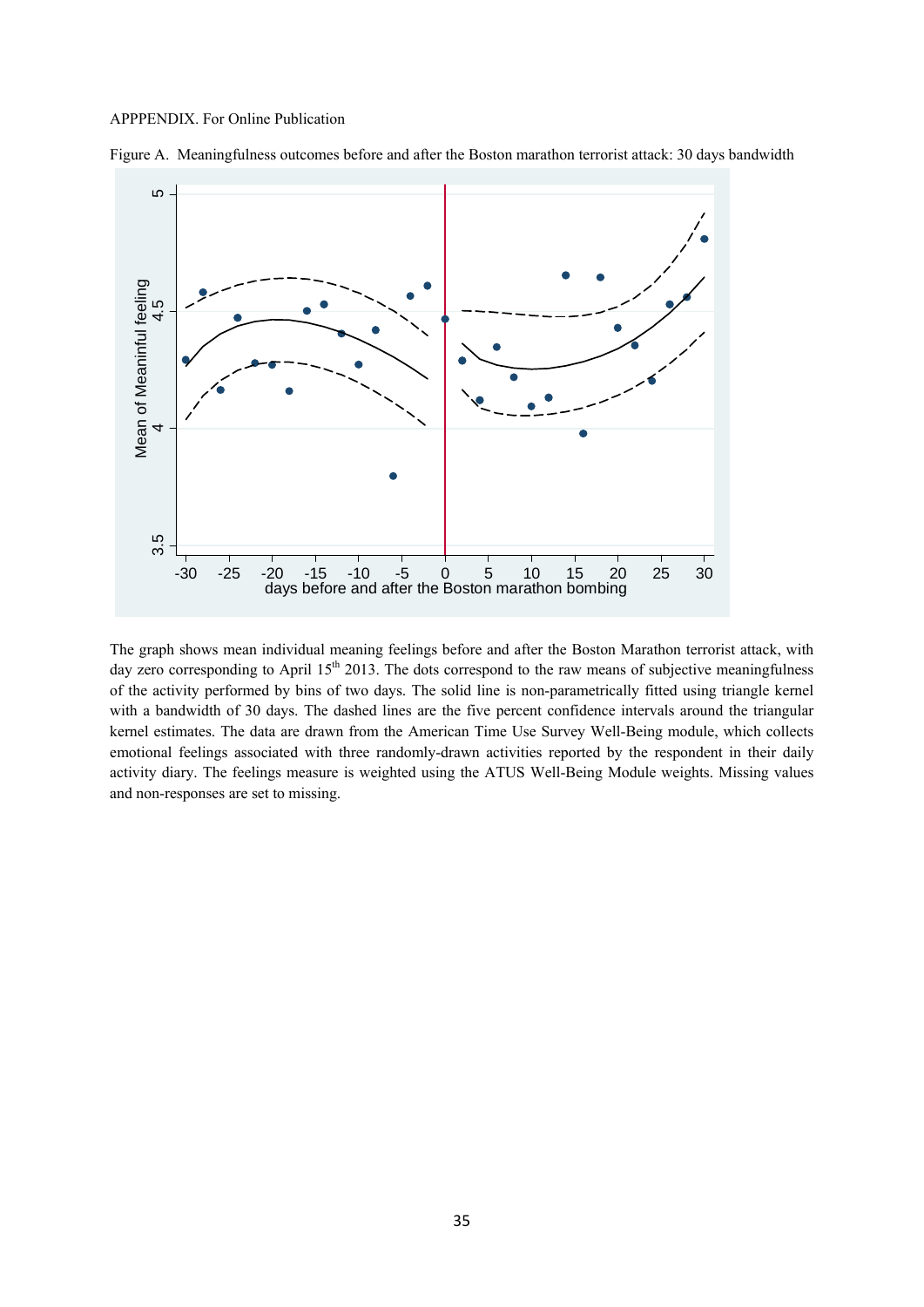APPPENDIX. For Online Publication

Figure A. Meaningfulness outcomes before and after the Boston marathon terrorist attack: 30 days bandwidth

The graph shows mean individual meaning feelings before and after the Boston Marathon terrorist attack, with day zero corresponding to April 15th 2013. The dots correspond to the raw means of subjective meaningfulness of the activity performed by bins of two days. The solid line is non-parametrically fitted using triangle kernel with a bandwidth of 30 days. The dashed lines are the five percent confidence intervals around the triangular kernel estimates. The data are drawn from the American Time Use Survey Well-Being module, which collects emotional feelings associated with three randomly-drawn activities reported by the respondent in their daily activity diary. The feelings measure is weighted using the ATUS Well-Being Module weights. Missing values and non-responses are set to missing.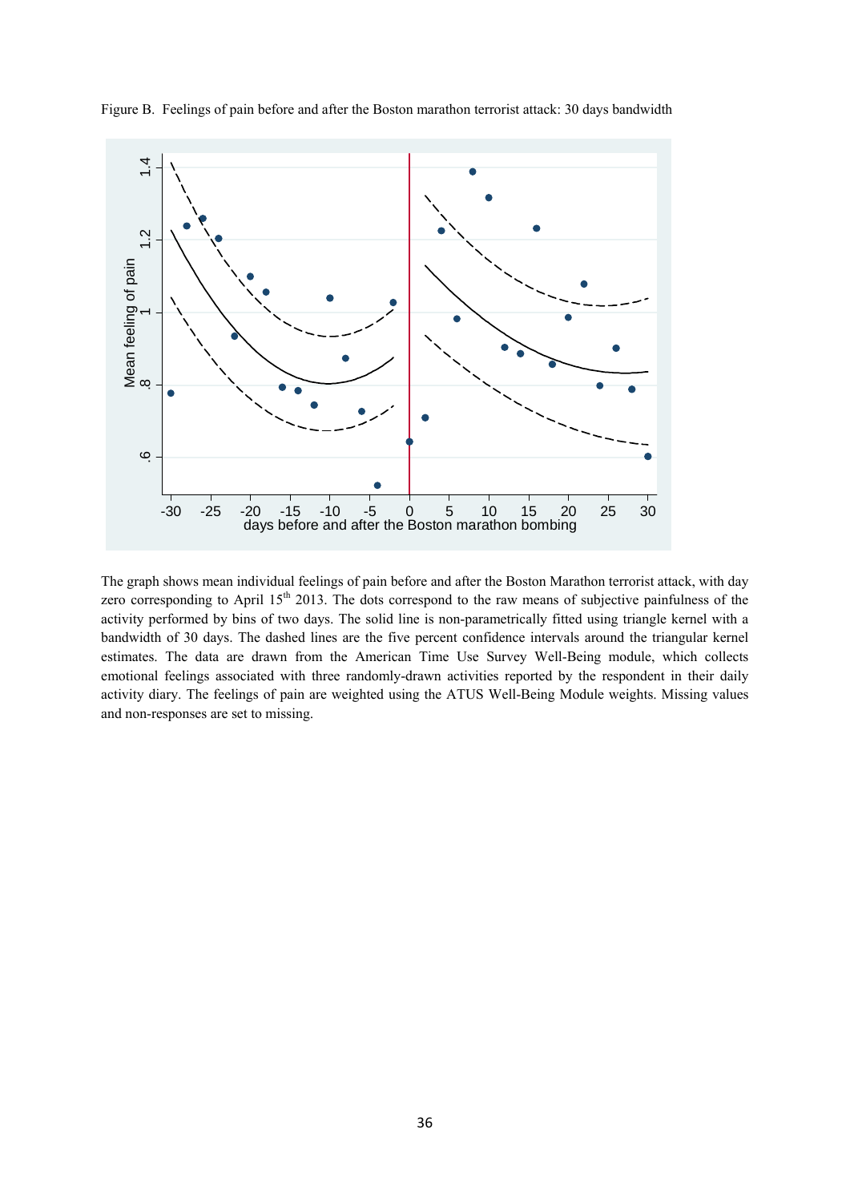Figure B. Feelings of pain before and after the Boston marathon terrorist attack: 30 days bandwidth

The graph shows mean individual feelings of pain before and after the Boston Marathon terrorist attack, with day zero corresponding to April 15th 2013. The dots correspond to the raw means of subjective painfulness of the activity performed by bins of two days. The solid line is non-parametrically fitted using triangle kernel with a bandwidth of 30 days. The dashed lines are the five percent confidence intervals around the triangular kernel estimates. The data are drawn from the American Time Use Survey Well-Being module, which collects emotional feelings associated with three randomly-drawn activities reported by the respondent in their daily activity diary. The feelings of pain are weighted using the ATUS Well-Being Module weights. Missing values and non-responses are set to missing.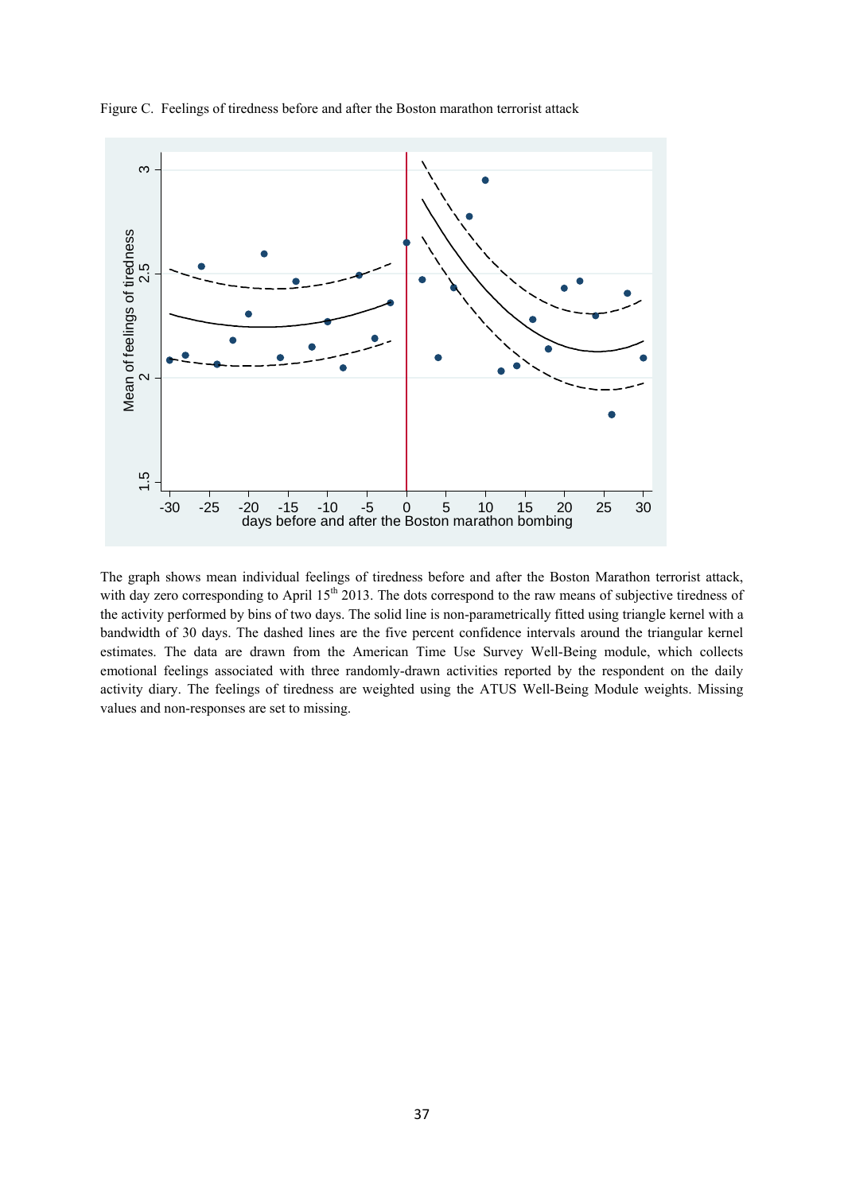Figure C. Feelings of tiredness before and after the Boston marathon terrorist attack

The graph shows mean individual feelings of tiredness before and after the Boston Marathon terrorist attack, with day zero corresponding to April 15th 2013. The dots correspond to the raw means of subjective tiredness of the activity performed by bins of two days. The solid line is non-parametrically fitted using triangle kernel with a bandwidth of 30 days. The dashed lines are the five percent confidence intervals around the triangular kernel estimates. The data are drawn from the American Time Use Survey Well-Being module, which collects emotional feelings associated with three randomly-drawn activities reported by the respondent on the daily activity diary. The feelings of tiredness are weighted using the ATUS Well-Being Module weights. Missing values and non-responses are set to missing.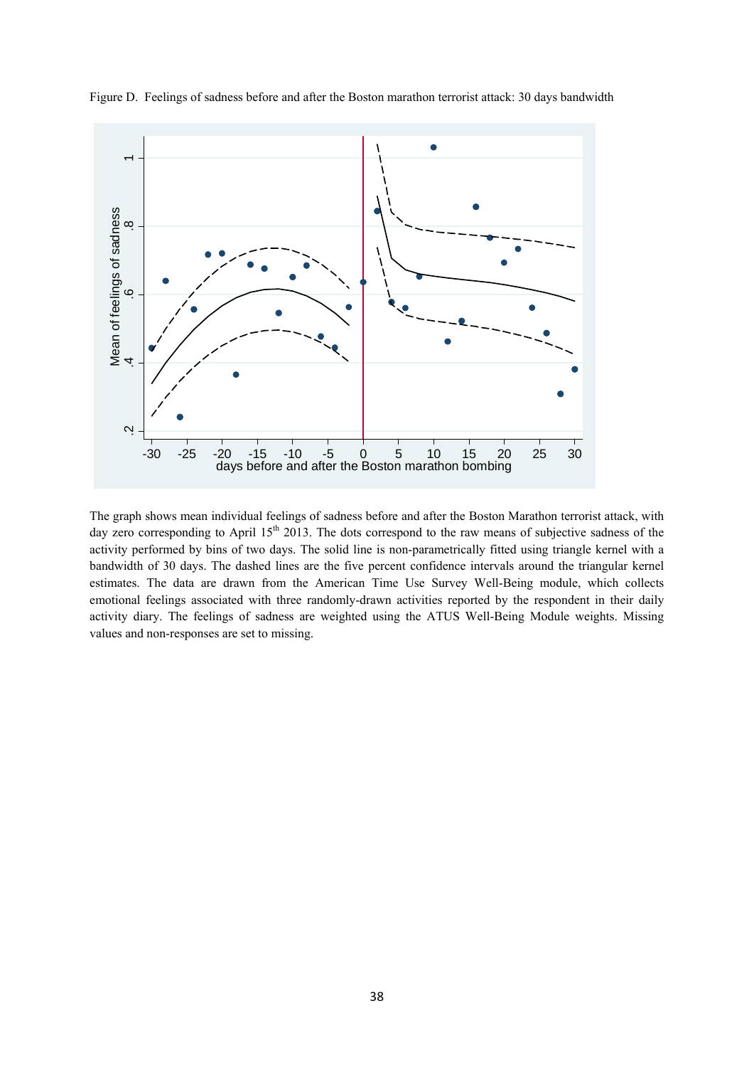Figure D. Feelings of sadness before and after the Boston marathon terrorist attack: 30 days bandwidth

The graph shows mean individual feelings of sadness before and after the Boston Marathon terrorist attack, with day zero corresponding to April 15th 2013. The dots correspond to the raw means of subjective sadness of the activity performed by bins of two days. The solid line is non-parametrically fitted using triangle kernel with a bandwidth of 30 days. The dashed lines are the five percent confidence intervals around the triangular kernel estimates. The data are drawn from the American Time Use Survey Well-Being module, which collects emotional feelings associated with three randomly-drawn activities reported by the respondent in their daily activity diary. The feelings of sadness are weighted using the ATUS Well-Being Module weights. Missing values and non-responses are set to missing.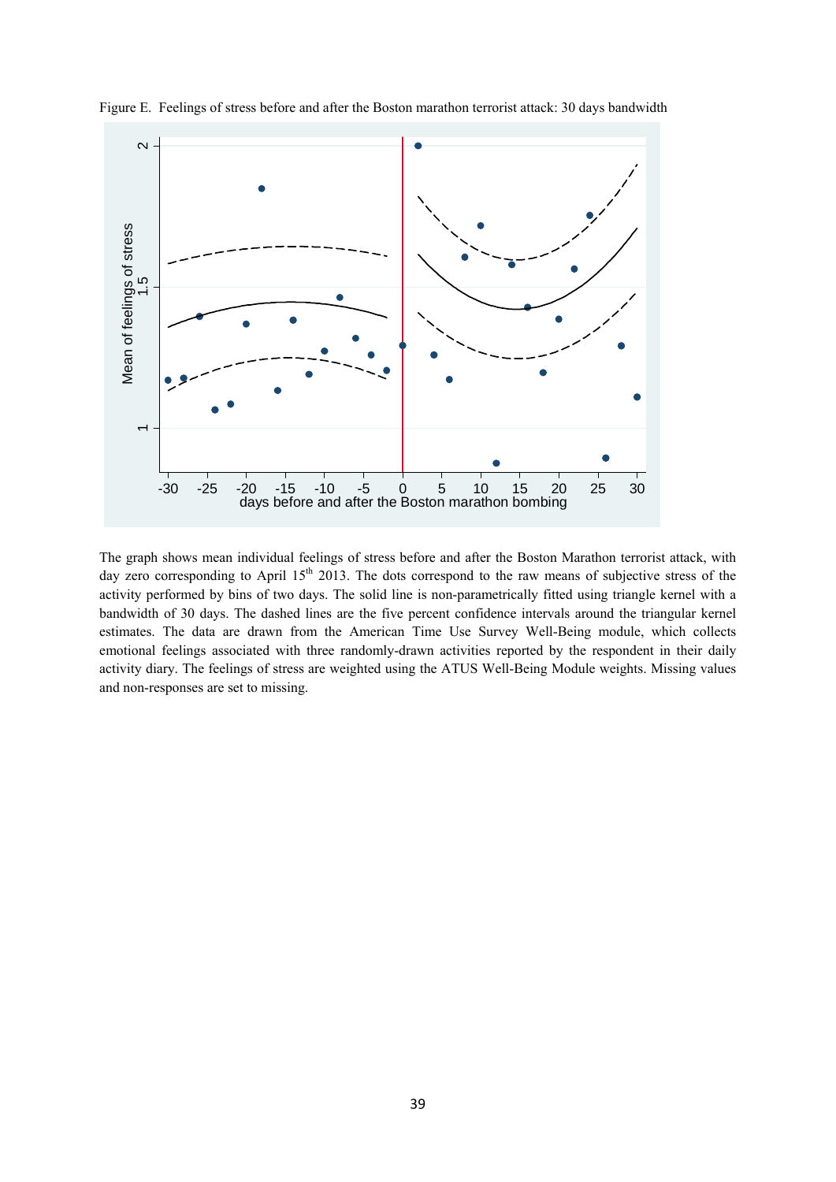Figure E. Feelings of stress before and after the Boston marathon terrorist attack: 30 days bandwidth

The graph shows mean individual feelings of stress before and after the Boston Marathon terrorist attack, with day zero corresponding to April 15th 2013. The dots correspond to the raw means of subjective stress of the activity performed by bins of two days. The solid line is non-parametrically fitted using triangle kernel with a bandwidth of 30 days. The dashed lines are the five percent confidence intervals around the triangular kernel estimates. The data are drawn from the American Time Use Survey Well-Being module, which collects emotional feelings associated with three randomly-drawn activities reported by the respondent in their daily activity diary. The feelings of stress are weighted using the ATUS Well-Being Module weights. Missing values and non-responses are set to missing.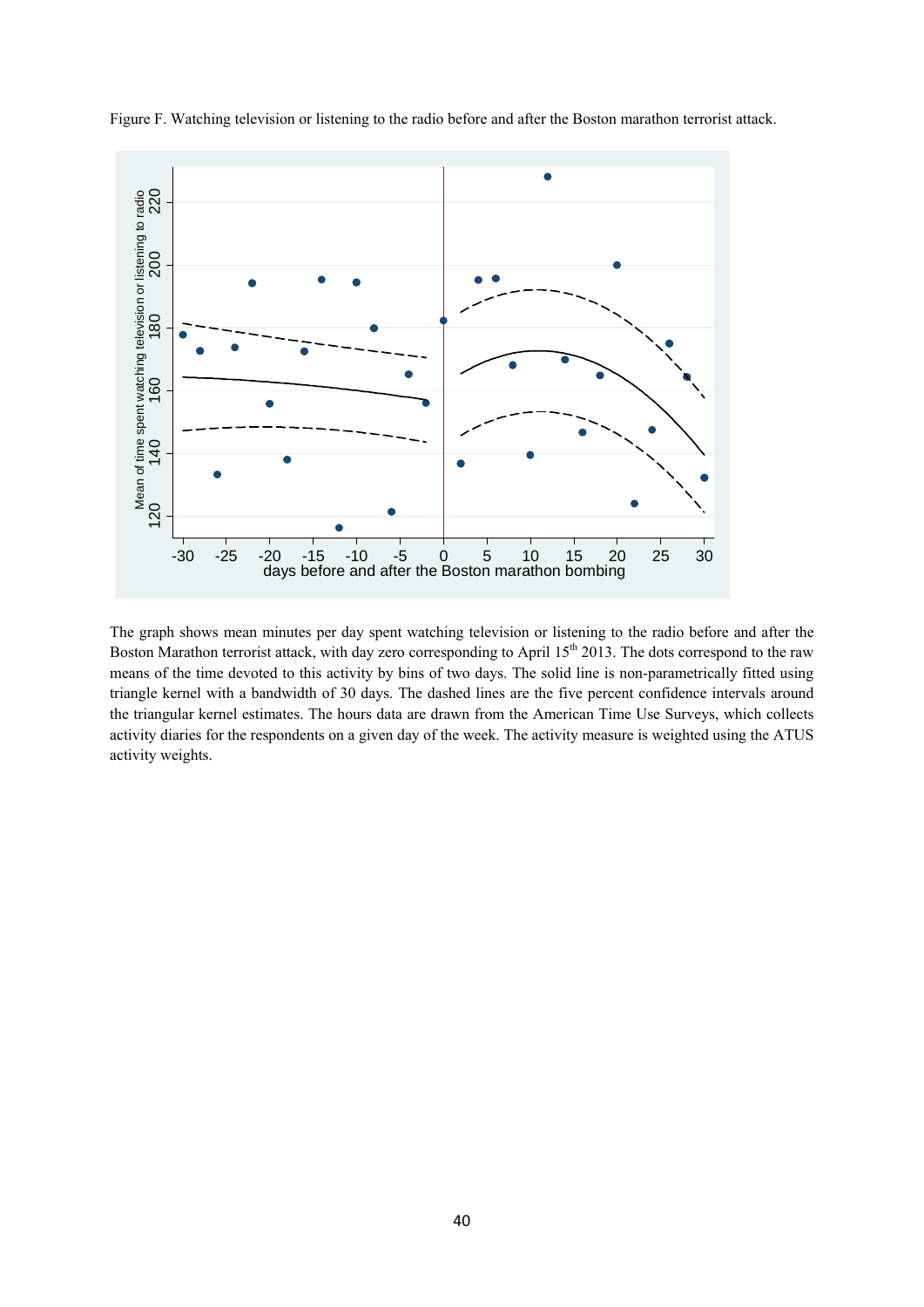Figure F. Watching television or listening to the radio before and after the Boston marathon terrorist attack.

The graph shows mean minutes per day spent watching television or listening to the radio before and after the Boston Marathon terrorist attack, with day zero corresponding to April 15th 2013. The dots correspond to the raw means of the time devoted to this activity by bins of two days. The solid line is non-parametrically fitted using triangle kernel with a bandwidth of 30 days. The dashed lines are the five percent confidence intervals around the triangular kernel estimates. The hours data are drawn from the American Time Use Surveys, which collects activity diaries for the respondents on a given day of the week. The activity measure is weighted using the ATUS activity weights.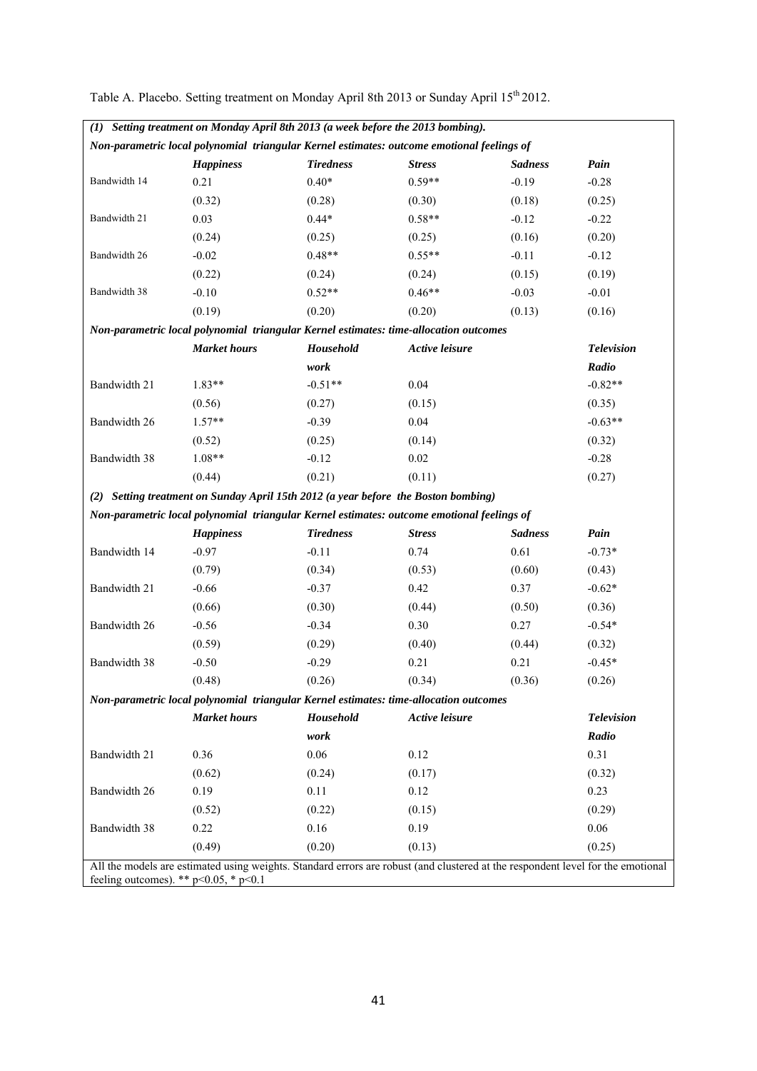Table A. Placebo. Setting treatment on Monday April 8th 2013 or Sunday April 15[th] 2012.

| | | | | | |
|---|---|---|---|---|---|
| ***(1) Setting treatment on Monday April 8th 2013 (a week before the 2013 bombing).*** | | | | | |
| ***Non-parametric local polynomial triangular Kernel estimates: outcome emotional feelings of*** | | | | | |
| | ***Happiness*** | ***Tiredness*** | ***Stress*** | ***Sadness*** | ***Pain*** |
| Bandwidth 14 | 0.21 | 0.40* | 0.59** | -0.19 | -0.28 |
| | (0.32) | (0.28) | (0.30) | (0.18) | (0.25) |
| Bandwidth 21 | 0.03 | 0.44* | 0.58** | -0.12 | -0.22 |
| | (0.24) | (0.25) | (0.25) | (0.16) | (0.20) |
| Bandwidth 26 | -0.02 | 0.48** | 0.55** | -0.11 | -0.12 |
| | (0.22) | (0.24) | (0.24) | (0.15) | (0.19) |
| Bandwidth 38 | -0.10 | 0.52** | 0.46** | -0.03 | -0.01 |
| | (0.19) | (0.20) | (0.20) | (0.13) | (0.16) |
| ***Non-parametric local polynomial triangular Kernel estimates: time-allocation outcomes*** | | | | | |
| | ***Market hours*** | ***Household work*** | ***Active leisure*** | | ***Television Radio*** |
| Bandwidth 21 | 1.83** | -0.51** | 0.04 | | -0.82** |
| | (0.56) | (0.27) | (0.15) | | (0.35) |
| Bandwidth 26 | 1.57** | -0.39 | 0.04 | | -0.63** |
| | (0.52) | (0.25) | (0.14) | | (0.32) |
| Bandwidth 38 | 1.08** | -0.12 | 0.02 | | -0.28 |
| | (0.44) | (0.21) | (0.11) | | (0.27) |
| ***(2) Setting treatment on Sunday April 15th 2012 (a year before the Boston bombing)*** | | | | | |
| ***Non-parametric local polynomial triangular Kernel estimates: outcome emotional feelings of*** | | | | | |
| | ***Happiness*** | ***Tiredness*** | ***Stress*** | ***Sadness*** | ***Pain*** |
| Bandwidth 14 | -0.97 | -0.11 | 0.74 | 0.61 | -0.73* |
| | (0.79) | (0.34) | (0.53) | (0.60) | (0.43) |
| Bandwidth 21 | -0.66 | -0.37 | 0.42 | 0.37 | -0.62* |
| | (0.66) | (0.30) | (0.44) | (0.50) | (0.36) |
| Bandwidth 26 | -0.56 | -0.34 | 0.30 | 0.27 | -0.54* |
| | (0.59) | (0.29) | (0.40) | (0.44) | (0.32) |
| Bandwidth 38 | -0.50 | -0.29 | 0.21 | 0.21 | -0.45* |
| | (0.48) | (0.26) | (0.34) | (0.36) | (0.26) |
| ***Non-parametric local polynomial triangular Kernel estimates: time-allocation outcomes*** | | | | | |
| | ***Market hours*** | ***Household work*** | ***Active leisure*** | | ***Television Radio*** |
| Bandwidth 21 | 0.36 | 0.06 | 0.12 | | 0.31 |
| | (0.62) | (0.24) | (0.17) | | (0.32) |
| Bandwidth 26 | 0.19 | 0.11 | 0.12 | | 0.23 |
| | (0.52) | (0.22) | (0.15) | | (0.29) |
| Bandwidth 38 | 0.22 | 0.16 | 0.19 | | 0.06 |
| | (0.49) | (0.20) | (0.13) | | (0.25) |

All the models are estimated using weights. Standard errors are robust (and clustered at the respondent level for the emotional feeling outcomes). ** p<0.05, * p<0.1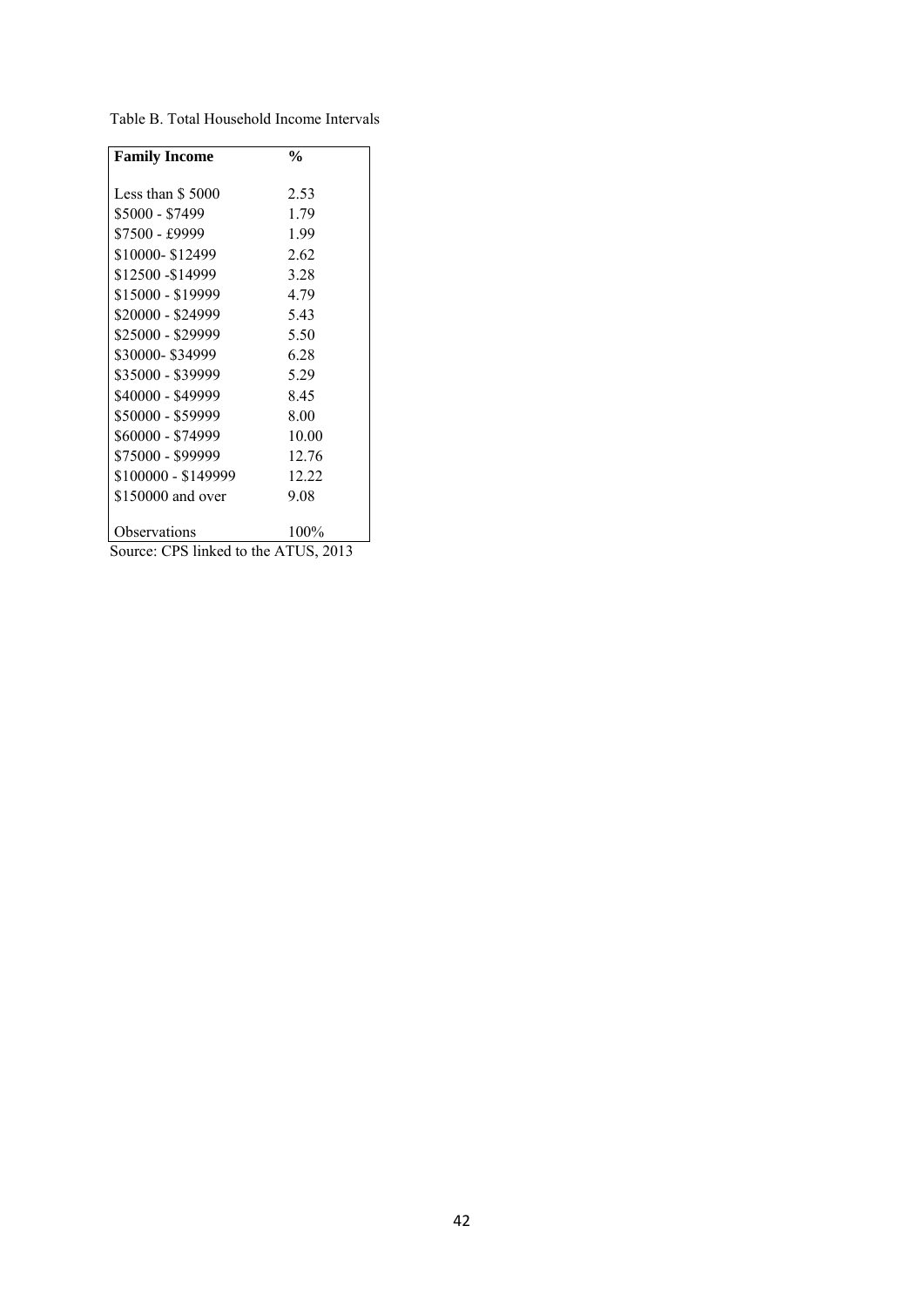Table B. Total Household Income Intervals

| **Family Income** | **%** |
|---|---|
| Less than $ 5000 | 2.53 |
| $5000 - $7499 | 1.79 |
| $7500 - £9999 | 1.99 |
| $10000- $12499 | 2.62 |
| $12500 -$14999 | 3.28 |
| $15000 - $19999 | 4.79 |
| $20000 - $24999 | 5.43 |
| $25000 - $29999 | 5.50 |
| $30000- $34999 | 6.28 |
| $35000 - $39999 | 5.29 |
| $40000 - $49999 | 8.45 |
| $50000 - $59999 | 8.00 |
| $60000 - $74999 | 10.00 |
| $75000 - $99999 | 12.76 |
| $100000 - $149999 | 12.22 |
| $150000 and over | 9.08 |
| Observations | 100% |

Source: CPS linked to the ATUS, 2013